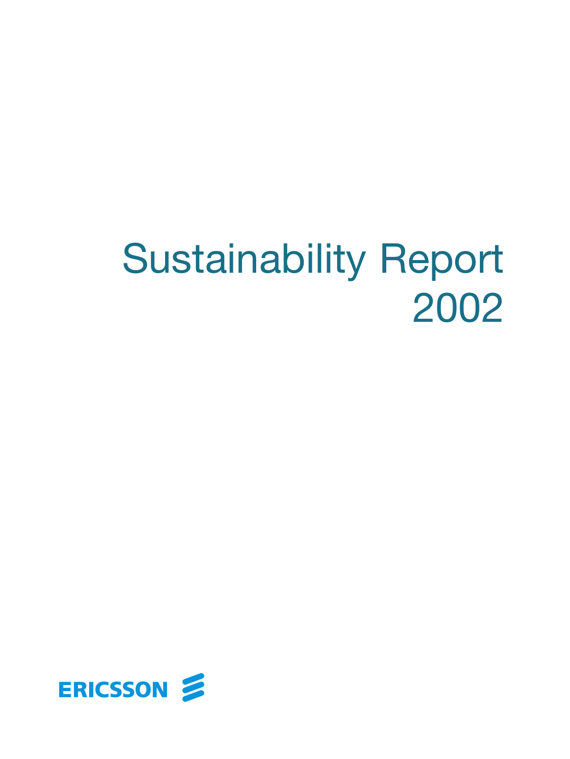# Sustainability Report 2002

ERICSSON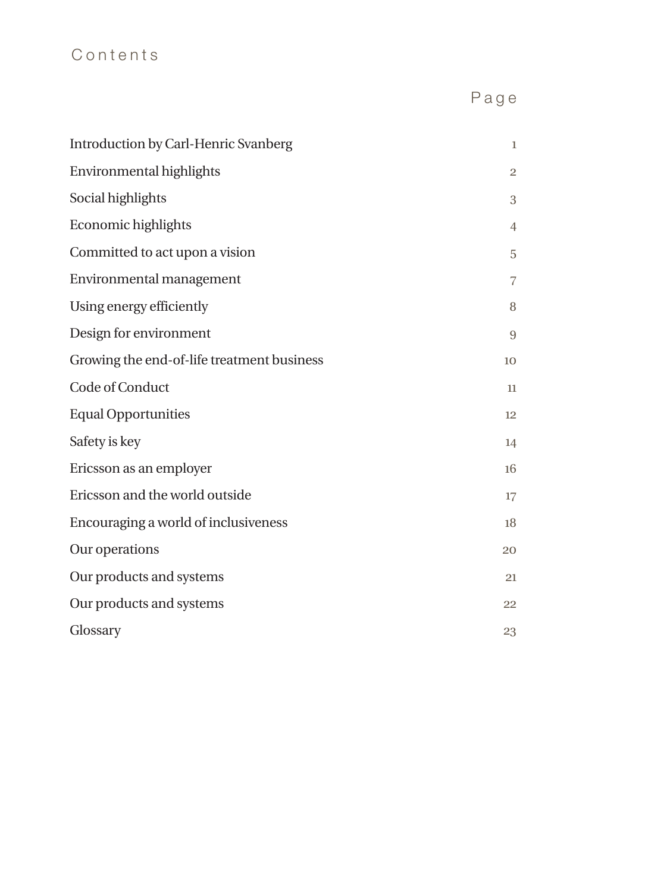# Contents

| | Page |
|---|---|
| Introduction by Carl-Henric Svanberg | 1 |
| Environmental highlights | 2 |
| Social highlights | 3 |
| Economic highlights | 4 |
| Committed to act upon a vision | 5 |
| Environmental management | 7 |
| Using energy efficiently | 8 |
| Design for environment | 9 |
| Growing the end-of-life treatment business | 10 |
| Code of Conduct | 11 |
| Equal Opportunities | 12 |
| Safety is key | 14 |
| Ericsson as an employer | 16 |
| Ericsson and the world outside | 17 |
| Encouraging a world of inclusiveness | 18 |
| Our operations | 20 |
| Our products and systems | 21 |
| Our products and systems | 22 |
| Glossary | 23 |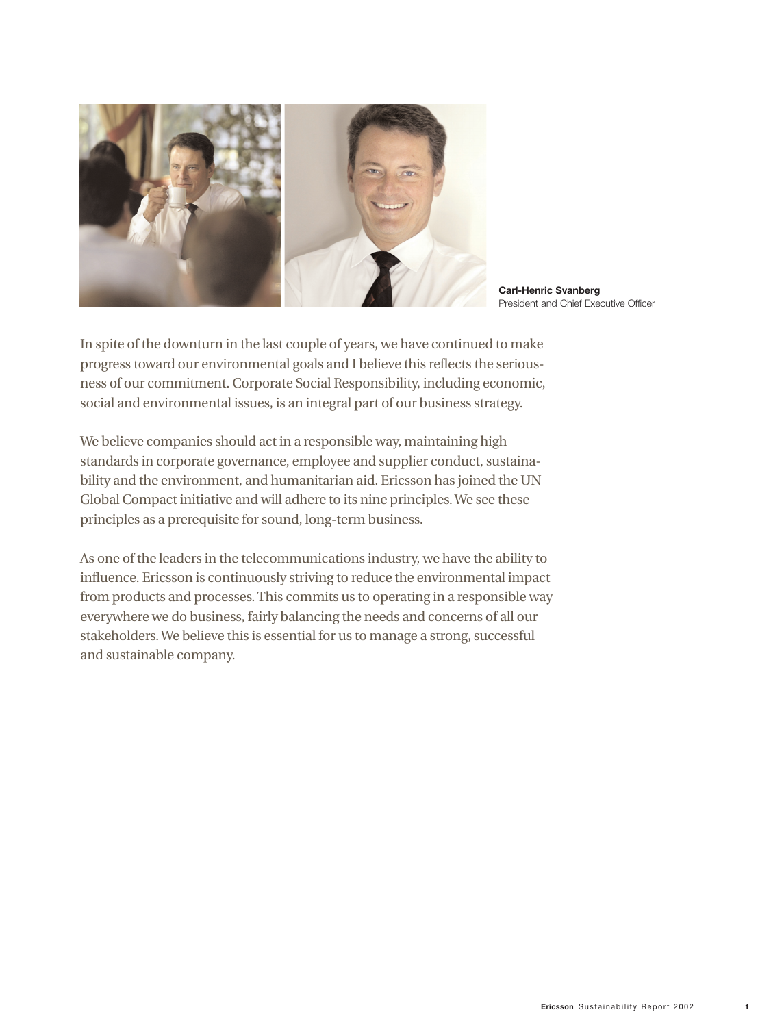**Carl-Henric Svanberg**
President and Chief Executive Officer

In spite of the downturn in the last couple of years, we have continued to make progress toward our environmental goals and I believe this reflects the seriousness of our commitment. Corporate Social Responsibility, including economic, social and environmental issues, is an integral part of our business strategy.

We believe companies should act in a responsible way, maintaining high standards in corporate governance, employee and supplier conduct, sustainability and the environment, and humanitarian aid. Ericsson has joined the UN Global Compact initiative and will adhere to its nine principles. We see these principles as a prerequisite for sound, long-term business.

As one of the leaders in the telecommunications industry, we have the ability to influence. Ericsson is continuously striving to reduce the environmental impact from products and processes. This commits us to operating in a responsible way everywhere we do business, fairly balancing the needs and concerns of all our stakeholders. We believe this is essential for us to manage a strong, successful and sustainable company.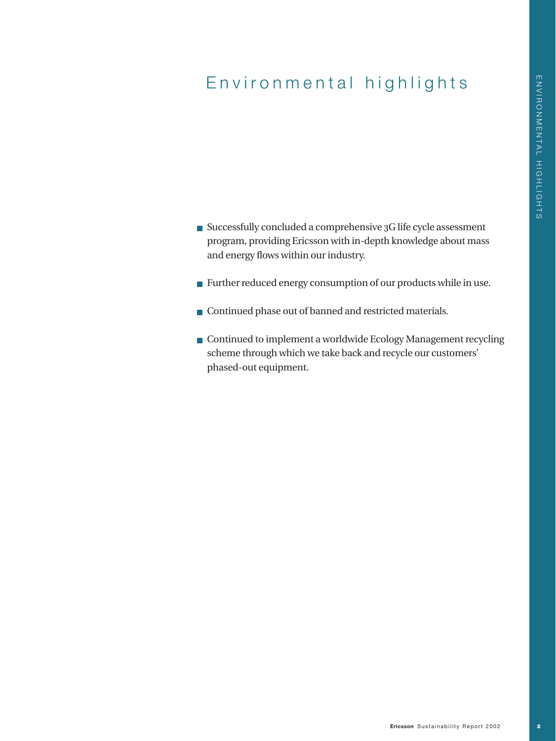# Environmental highlights

- Successfully concluded a comprehensive 3G life cycle assessment program, providing Ericsson with in-depth knowledge about mass and energy flows within our industry.
- Further reduced energy consumption of our products while in use.
- Continued phase out of banned and restricted materials.
- Continued to implement a worldwide Ecology Management recycling scheme through which we take back and recycle our customers' phased-out equipment.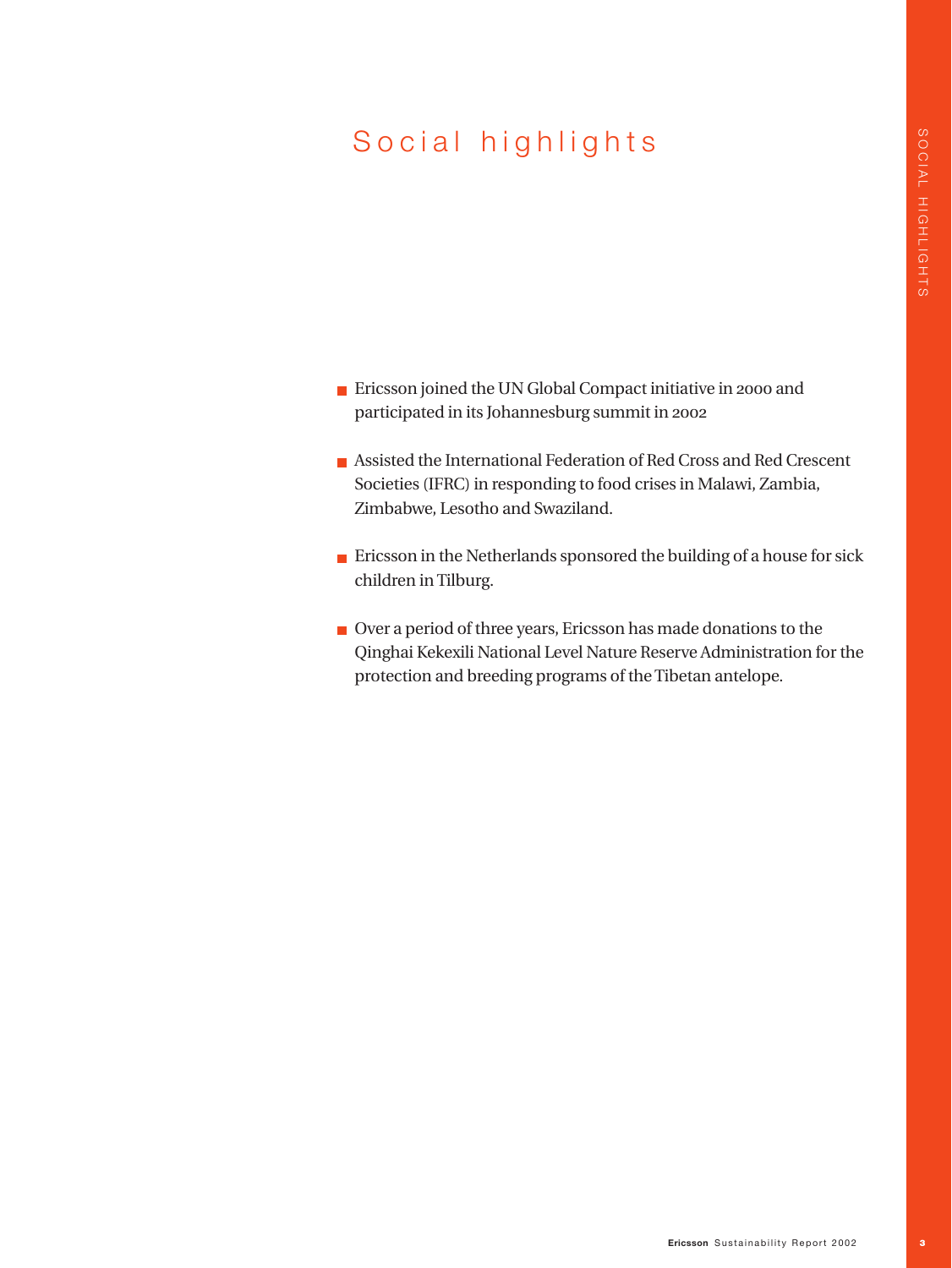# Social highlights

- Ericsson joined the UN Global Compact initiative in 2000 and participated in its Johannesburg summit in 2002
- Assisted the International Federation of Red Cross and Red Crescent Societies (IFRC) in responding to food crises in Malawi, Zambia, Zimbabwe, Lesotho and Swaziland.
- Ericsson in the Netherlands sponsored the building of a house for sick children in Tilburg.
- Over a period of three years, Ericsson has made donations to the Qinghai Kekexili National Level Nature Reserve Administration for the protection and breeding programs of the Tibetan antelope.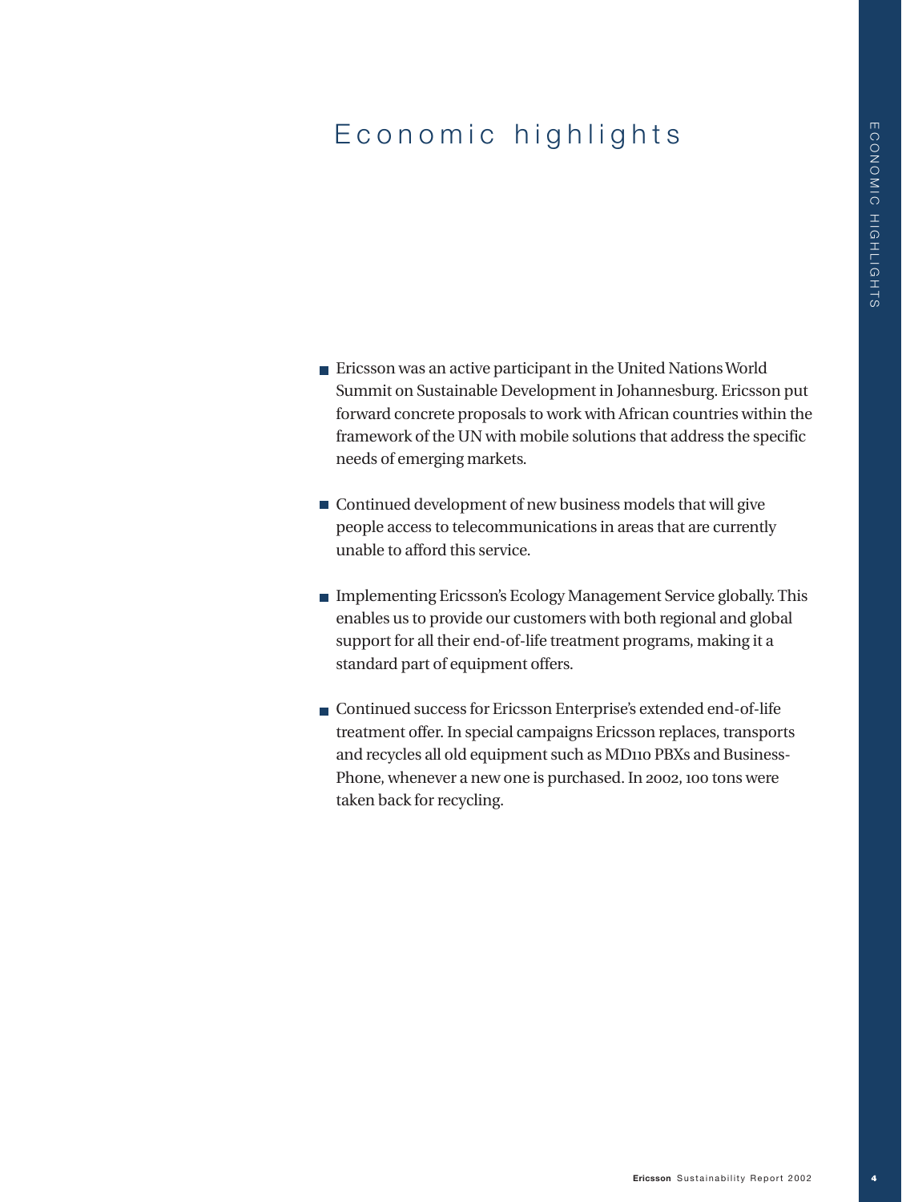# Economic highlights

- Ericsson was an active participant in the United Nations World Summit on Sustainable Development in Johannesburg. Ericsson put forward concrete proposals to work with African countries within the framework of the UN with mobile solutions that address the specific needs of emerging markets.

- Continued development of new business models that will give people access to telecommunications in areas that are currently unable to afford this service.

- Implementing Ericsson's Ecology Management Service globally. This enables us to provide our customers with both regional and global support for all their end-of-life treatment programs, making it a standard part of equipment offers.

- Continued success for Ericsson Enterprise's extended end-of-life treatment offer. In special campaigns Ericsson replaces, transports and recycles all old equipment such as MD110 PBXs and Business-Phone, whenever a new one is purchased. In 2002, 100 tons were taken back for recycling.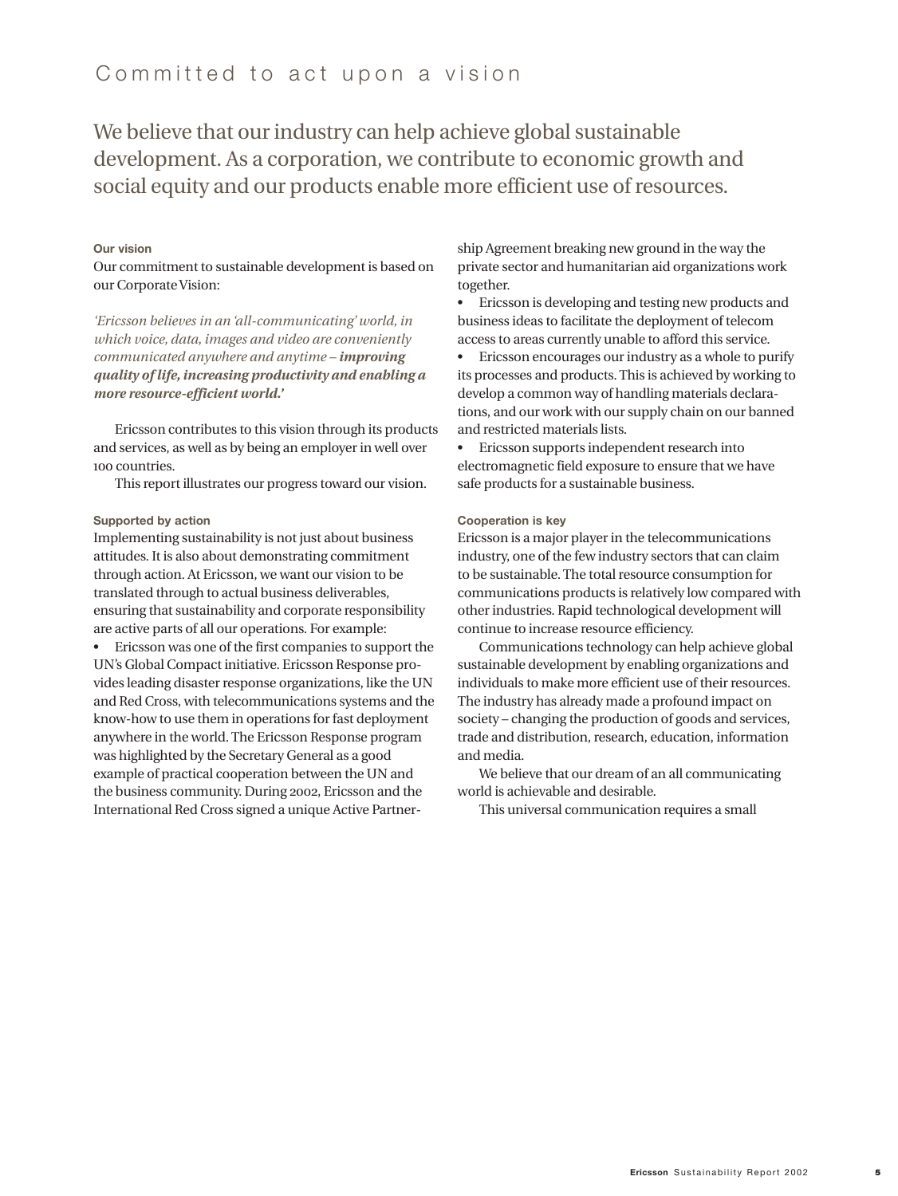# Committed to act upon a vision

## We believe that our industry can help achieve global sustainable development. As a corporation, we contribute to economic growth and social equity and our products enable more efficient use of resources.

### Our vision

Our commitment to sustainable development is based on our Corporate Vision:

*'Ericsson believes in an 'all-communicating' world, in which voice, data, images and video are conveniently communicated anywhere and anytime – **improving quality of life, increasing productivity and enabling a more resource-efficient world.'***

Ericsson contributes to this vision through its products and services, as well as by being an employer in well over 100 countries.

This report illustrates our progress toward our vision.

### Supported by action

Implementing sustainability is not just about business attitudes. It is also about demonstrating commitment through action. At Ericsson, we want our vision to be translated through to actual business deliverables, ensuring that sustainability and corporate responsibility are active parts of all our operations. For example:

- Ericsson was one of the first companies to support the UN's Global Compact initiative. Ericsson Response provides leading disaster response organizations, like the UN and Red Cross, with telecommunications systems and the know-how to use them in operations for fast deployment anywhere in the world. The Ericsson Response program was highlighted by the Secretary General as a good example of practical cooperation between the UN and the business community. During 2002, Ericsson and the International Red Cross signed a unique Active Partnership Agreement breaking new ground in the way the private sector and humanitarian aid organizations work together.
- Ericsson is developing and testing new products and business ideas to facilitate the deployment of telecom access to areas currently unable to afford this service.
- Ericsson encourages our industry as a whole to purify its processes and products. This is achieved by working to develop a common way of handling materials declarations, and our work with our supply chain on our banned and restricted materials lists.
- Ericsson supports independent research into electromagnetic field exposure to ensure that we have safe products for a sustainable business.

### Cooperation is key

Ericsson is a major player in the telecommunications industry, one of the few industry sectors that can claim to be sustainable. The total resource consumption for communications products is relatively low compared with other industries. Rapid technological development will continue to increase resource efficiency.

Communications technology can help achieve global sustainable development by enabling organizations and individuals to make more efficient use of their resources. The industry has already made a profound impact on society – changing the production of goods and services, trade and distribution, research, education, information and media.

We believe that our dream of an all communicating world is achievable and desirable.

This universal communication requires a small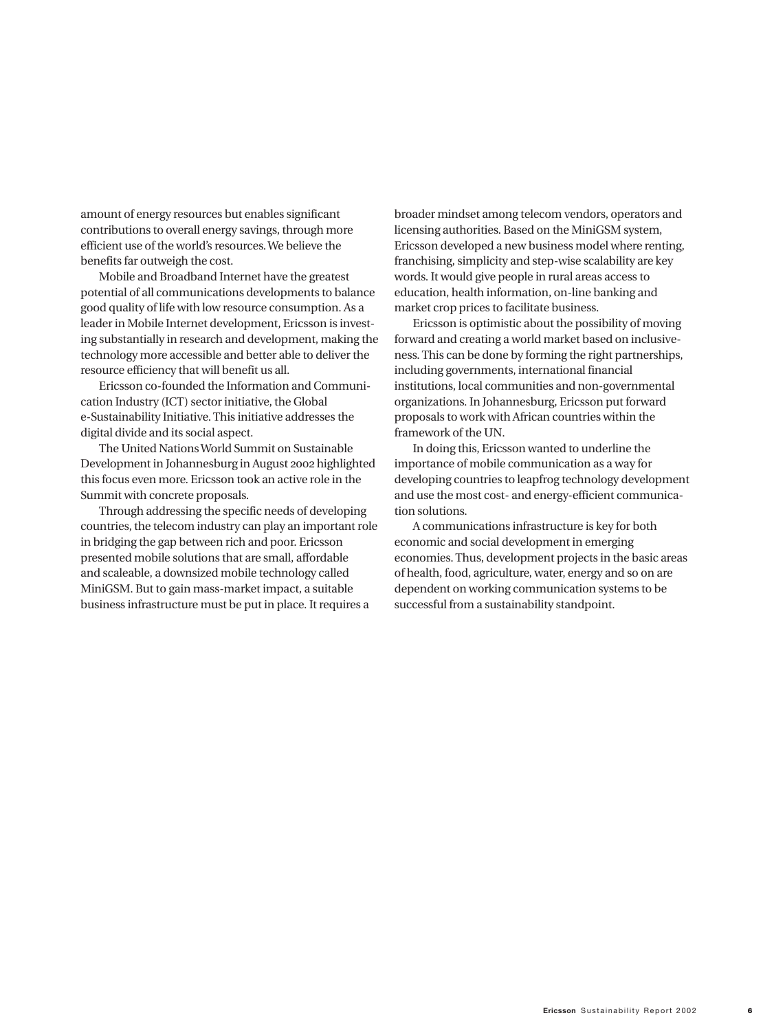amount of energy resources but enables significant contributions to overall energy savings, through more efficient use of the world's resources. We believe the benefits far outweigh the cost.

Mobile and Broadband Internet have the greatest potential of all communications developments to balance good quality of life with low resource consumption. As a leader in Mobile Internet development, Ericsson is investing substantially in research and development, making the technology more accessible and better able to deliver the resource efficiency that will benefit us all.

Ericsson co-founded the Information and Communication Industry (ICT) sector initiative, the Global e-Sustainability Initiative. This initiative addresses the digital divide and its social aspect.

The United Nations World Summit on Sustainable Development in Johannesburg in August 2002 highlighted this focus even more. Ericsson took an active role in the Summit with concrete proposals.

Through addressing the specific needs of developing countries, the telecom industry can play an important role in bridging the gap between rich and poor. Ericsson presented mobile solutions that are small, affordable and scaleable, a downsized mobile technology called MiniGSM. But to gain mass-market impact, a suitable business infrastructure must be put in place. It requires a broader mindset among telecom vendors, operators and licensing authorities. Based on the MiniGSM system, Ericsson developed a new business model where renting, franchising, simplicity and step-wise scalability are key words. It would give people in rural areas access to education, health information, on-line banking and market crop prices to facilitate business.

Ericsson is optimistic about the possibility of moving forward and creating a world market based on inclusiveness. This can be done by forming the right partnerships, including governments, international financial institutions, local communities and non-governmental organizations. In Johannesburg, Ericsson put forward proposals to work with African countries within the framework of the UN.

In doing this, Ericsson wanted to underline the importance of mobile communication as a way for developing countries to leapfrog technology development and use the most cost- and energy-efficient communication solutions.

A communications infrastructure is key for both economic and social development in emerging economies. Thus, development projects in the basic areas of health, food, agriculture, water, energy and so on are dependent on working communication systems to be successful from a sustainability standpoint.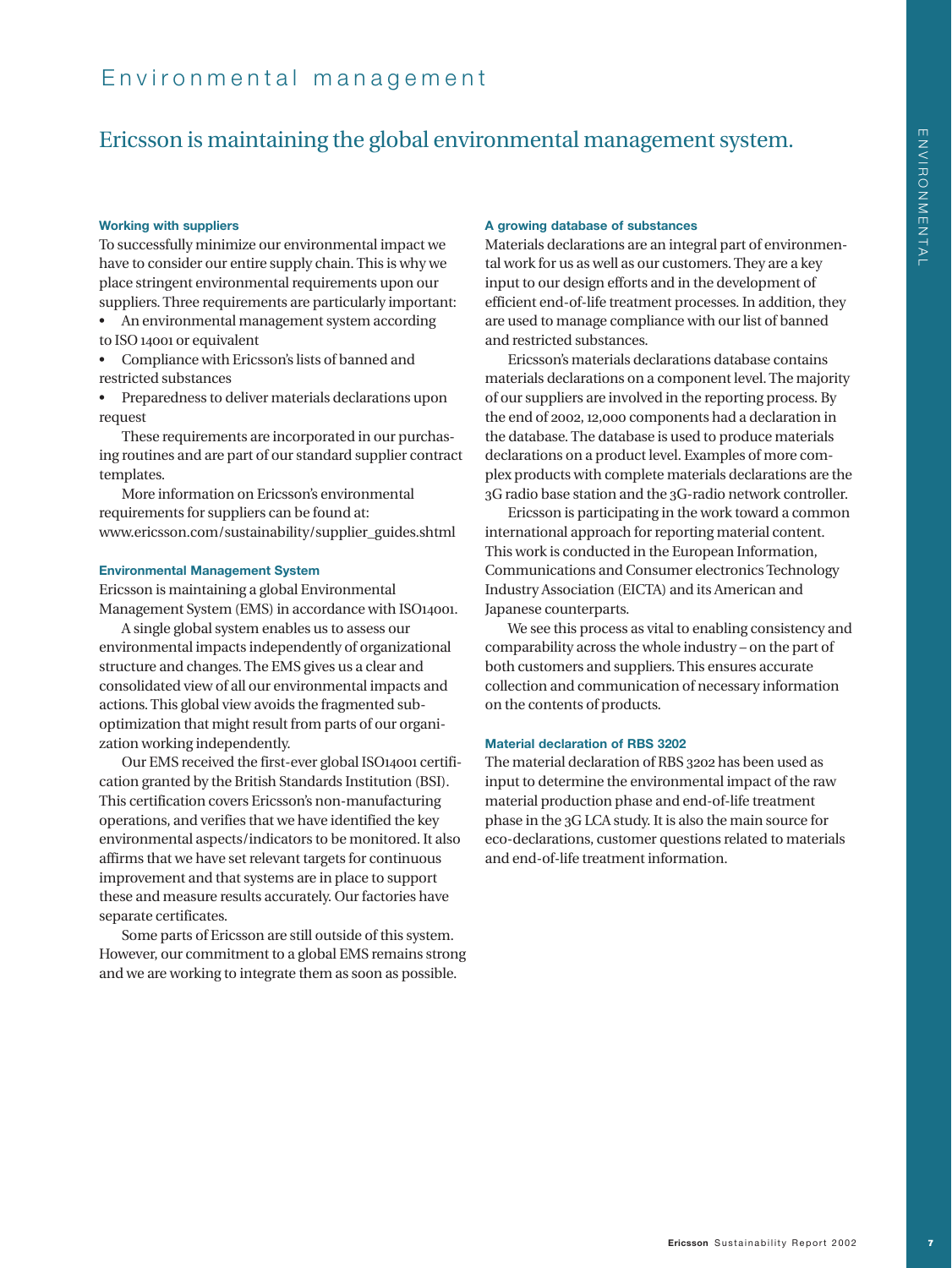# Environmental management

## Ericsson is maintaining the global environmental management system.

### Working with suppliers

To successfully minimize our environmental impact we have to consider our entire supply chain. This is why we place stringent environmental requirements upon our suppliers. Three requirements are particularly important:

- An environmental management system according to ISO 14001 or equivalent
- Compliance with Ericsson's lists of banned and restricted substances
- Preparedness to deliver materials declarations upon request

These requirements are incorporated in our purchasing routines and are part of our standard supplier contract templates.

More information on Ericsson's environmental requirements for suppliers can be found at: www.ericsson.com/sustainability/supplier_guides.shtml

### Environmental Management System

Ericsson is maintaining a global Environmental Management System (EMS) in accordance with ISO14001.

A single global system enables us to assess our environmental impacts independently of organizational structure and changes. The EMS gives us a clear and consolidated view of all our environmental impacts and actions. This global view avoids the fragmented sub-optimization that might result from parts of our organization working independently.

Our EMS received the first-ever global ISO14001 certification granted by the British Standards Institution (BSI). This certification covers Ericsson's non-manufacturing operations, and verifies that we have identified the key environmental aspects/indicators to be monitored. It also affirms that we have set relevant targets for continuous improvement and that systems are in place to support these and measure results accurately. Our factories have separate certificates.

Some parts of Ericsson are still outside of this system. However, our commitment to a global EMS remains strong and we are working to integrate them as soon as possible.

### A growing database of substances

Materials declarations are an integral part of environmental work for us as well as our customers. They are a key input to our design efforts and in the development of efficient end-of-life treatment processes. In addition, they are used to manage compliance with our list of banned and restricted substances.

Ericsson's materials declarations database contains materials declarations on a component level. The majority of our suppliers are involved in the reporting process. By the end of 2002, 12,000 components had a declaration in the database. The database is used to produce materials declarations on a product level. Examples of more complex products with complete materials declarations are the 3G radio base station and the 3G-radio network controller.

Ericsson is participating in the work toward a common international approach for reporting material content. This work is conducted in the European Information, Communications and Consumer electronics Technology Industry Association (EICTA) and its American and Japanese counterparts.

We see this process as vital to enabling consistency and comparability across the whole industry – on the part of both customers and suppliers. This ensures accurate collection and communication of necessary information on the contents of products.

### Material declaration of RBS 3202

The material declaration of RBS 3202 has been used as input to determine the environmental impact of the raw material production phase and end-of-life treatment phase in the 3G LCA study. It is also the main source for eco-declarations, customer questions related to materials and end-of-life treatment information.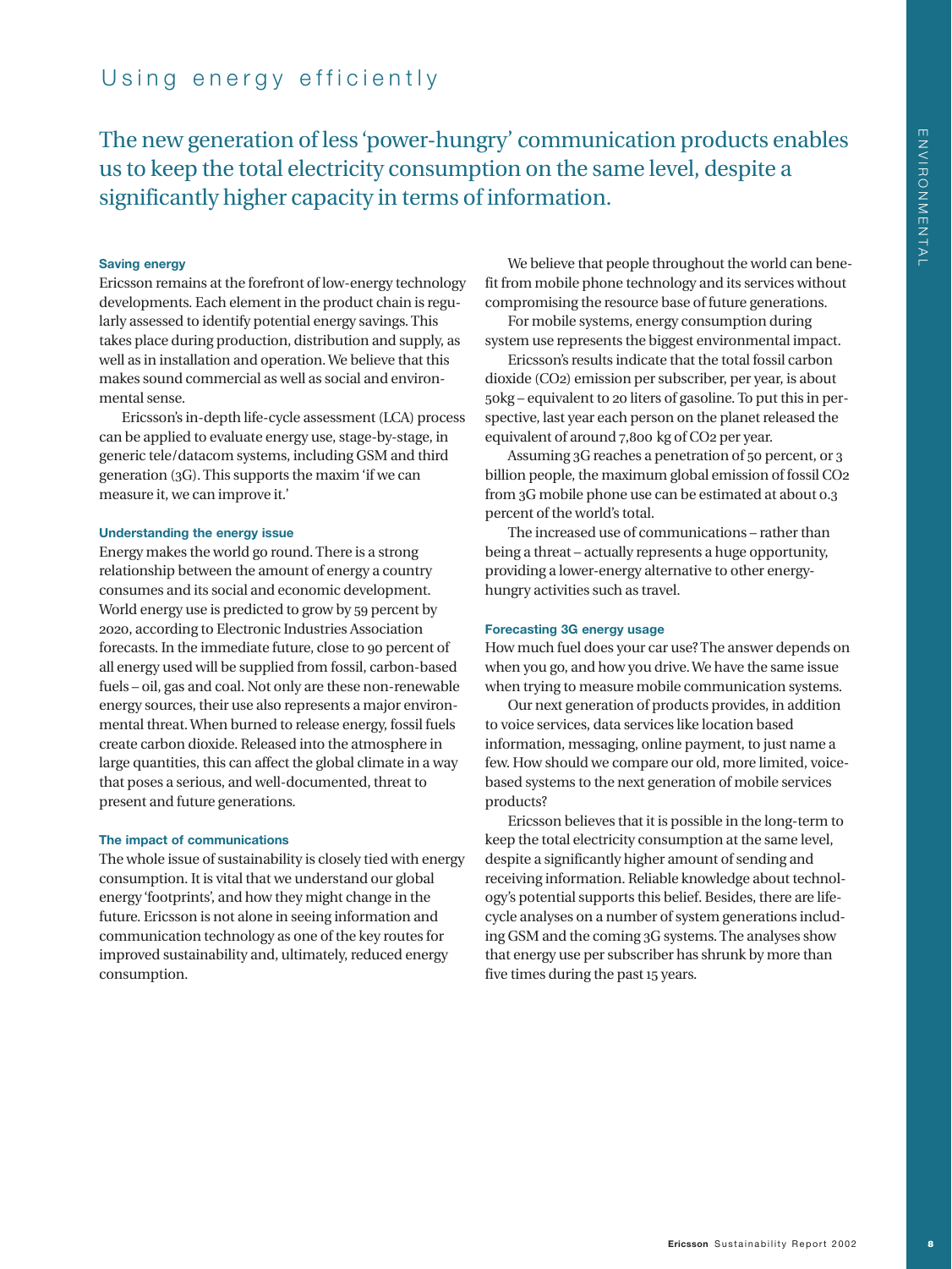# Using energy efficiently

## The new generation of less 'power-hungry' communication products enables us to keep the total electricity consumption on the same level, despite a significantly higher capacity in terms of information.

### Saving energy

Ericsson remains at the forefront of low-energy technology developments. Each element in the product chain is regularly assessed to identify potential energy savings. This takes place during production, distribution and supply, as well as in installation and operation. We believe that this makes sound commercial as well as social and environmental sense.

Ericsson's in-depth life-cycle assessment (LCA) process can be applied to evaluate energy use, stage-by-stage, in generic tele/datacom systems, including GSM and third generation (3G). This supports the maxim 'if we can measure it, we can improve it.'

### Understanding the energy issue

Energy makes the world go round. There is a strong relationship between the amount of energy a country consumes and its social and economic development. World energy use is predicted to grow by 59 percent by 2020, according to Electronic Industries Association forecasts. In the immediate future, close to 90 percent of all energy used will be supplied from fossil, carbon-based fuels – oil, gas and coal. Not only are these non-renewable energy sources, their use also represents a major environmental threat. When burned to release energy, fossil fuels create carbon dioxide. Released into the atmosphere in large quantities, this can affect the global climate in a way that poses a serious, and well-documented, threat to present and future generations.

### The impact of communications

The whole issue of sustainability is closely tied with energy consumption. It is vital that we understand our global energy 'footprints', and how they might change in the future. Ericsson is not alone in seeing information and communication technology as one of the key routes for improved sustainability and, ultimately, reduced energy consumption.

We believe that people throughout the world can benefit from mobile phone technology and its services without compromising the resource base of future generations.

For mobile systems, energy consumption during system use represents the biggest environmental impact.

Ericsson's results indicate that the total fossil carbon dioxide ($CO_2$) emission per subscriber, per year, is about 50kg – equivalent to 20 liters of gasoline. To put this in perspective, last year each person on the planet released the equivalent of around 7,800 kg of $CO_2$ per year.

Assuming 3G reaches a penetration of 50 percent, or 3 billion people, the maximum global emission of fossil $CO_2$ from 3G mobile phone use can be estimated at about 0.3 percent of the world's total.

The increased use of communications – rather than being a threat – actually represents a huge opportunity, providing a lower-energy alternative to other energy-hungry activities such as travel.

### Forecasting 3G energy usage

How much fuel does your car use? The answer depends on when you go, and how you drive. We have the same issue when trying to measure mobile communication systems.

Our next generation of products provides, in addition to voice services, data services like location based information, messaging, online payment, to just name a few. How should we compare our old, more limited, voice-based systems to the next generation of mobile services products?

Ericsson believes that it is possible in the long-term to keep the total electricity consumption at the same level, despite a significantly higher amount of sending and receiving information. Reliable knowledge about technology's potential supports this belief. Besides, there are life-cycle analyses on a number of system generations including GSM and the coming 3G systems. The analyses show that energy use per subscriber has shrunk by more than five times during the past 15 years.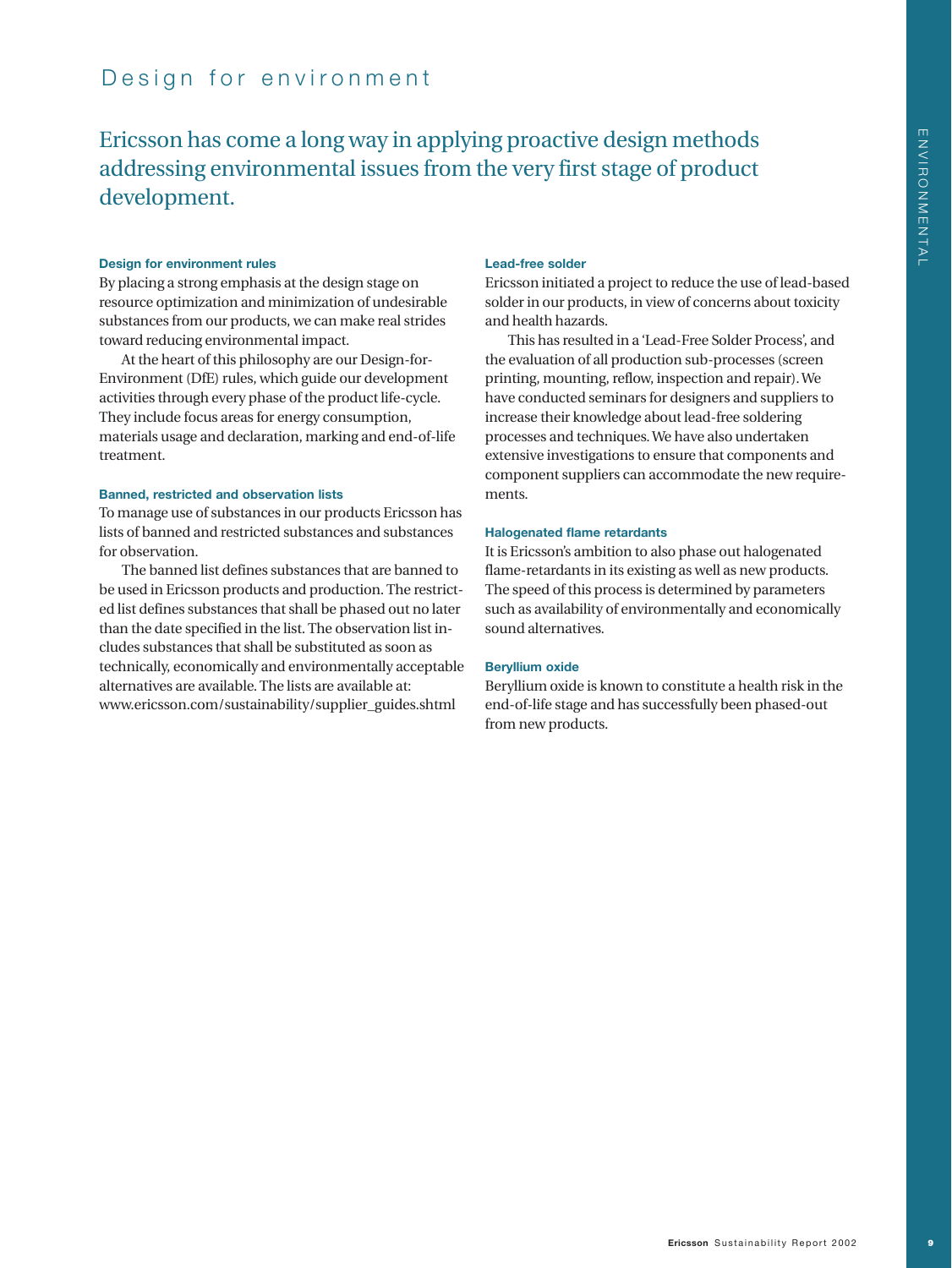# Design for environment

## Ericsson has come a long way in applying proactive design methods addressing environmental issues from the very first stage of product development.

### Design for environment rules

By placing a strong emphasis at the design stage on resource optimization and minimization of undesirable substances from our products, we can make real strides toward reducing environmental impact.

At the heart of this philosophy are our Design-for-Environment (DfE) rules, which guide our development activities through every phase of the product life-cycle. They include focus areas for energy consumption, materials usage and declaration, marking and end-of-life treatment.

### Banned, restricted and observation lists

To manage use of substances in our products Ericsson has lists of banned and restricted substances and substances for observation.

The banned list defines substances that are banned to be used in Ericsson products and production. The restricted list defines substances that shall be phased out no later than the date specified in the list. The observation list includes substances that shall be substituted as soon as technically, economically and environmentally acceptable alternatives are available. The lists are available at: www.ericsson.com/sustainability/supplier_guides.shtml

### Lead-free solder

Ericsson initiated a project to reduce the use of lead-based solder in our products, in view of concerns about toxicity and health hazards.

This has resulted in a 'Lead-Free Solder Process', and the evaluation of all production sub-processes (screen printing, mounting, reflow, inspection and repair). We have conducted seminars for designers and suppliers to increase their knowledge about lead-free soldering processes and techniques. We have also undertaken extensive investigations to ensure that components and component suppliers can accommodate the new requirements.

### Halogenated flame retardants

It is Ericsson's ambition to also phase out halogenated flame-retardants in its existing as well as new products. The speed of this process is determined by parameters such as availability of environmentally and economically sound alternatives.

### Beryllium oxide

Beryllium oxide is known to constitute a health risk in the end-of-life stage and has successfully been phased-out from new products.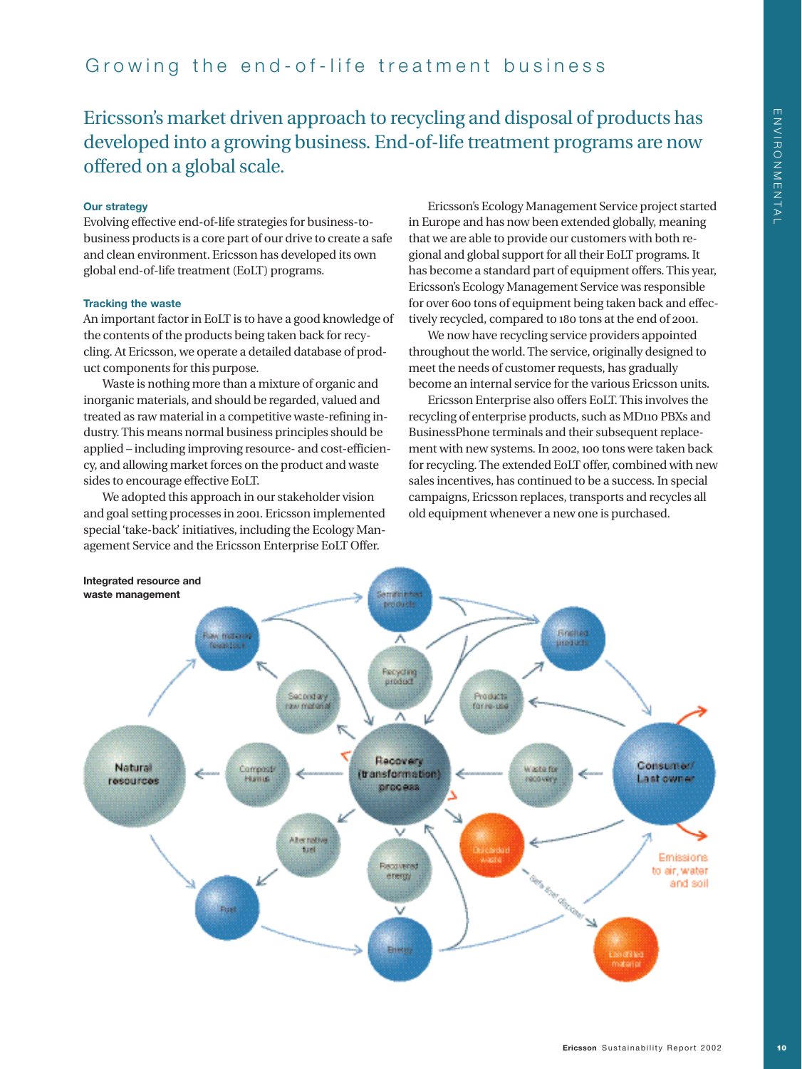# Growing the end-of-life treatment business

## Ericsson's market driven approach to recycling and disposal of products has developed into a growing business. End-of-life treatment programs are now offered on a global scale.

**Our strategy**

Evolving effective end-of-life strategies for business-to-business products is a core part of our drive to create a safe and clean environment. Ericsson has developed its own global end-of-life treatment (EoLT) programs.

**Tracking the waste**

An important factor in EoLT is to have a good knowledge of the contents of the products being taken back for recycling. At Ericsson, we operate a detailed database of product components for this purpose.

Waste is nothing more than a mixture of organic and inorganic materials, and should be regarded, valued and treated as raw material in a competitive waste-refining industry. This means normal business principles should be applied – including improving resource- and cost-efficiency, and allowing market forces on the product and waste sides to encourage effective EoLT.

We adopted this approach in our stakeholder vision and goal setting processes in 2001. Ericsson implemented special 'take-back' initiatives, including the Ecology Management Service and the Ericsson Enterprise EoLT Offer.

Ericsson's Ecology Management Service project started in Europe and has now been extended globally, meaning that we are able to provide our customers with both regional and global support for all their EoLT programs. It has become a standard part of equipment offers. This year, Ericsson's Ecology Management Service was responsible for over 600 tons of equipment being taken back and effectively recycled, compared to 180 tons at the end of 2001.

We now have recycling service providers appointed throughout the world. The service, originally designed to meet the needs of customer requests, has gradually become an internal service for the various Ericsson units.

Ericsson Enterprise also offers EoLT. This involves the recycling of enterprise products, such as MD110 PBXs and BusinessPhone terminals and their subsequent replacement with new systems. In 2002, 100 tons were taken back for recycling. The extended EoLT offer, combined with new sales incentives, has continued to be a success. In special campaigns, Ericsson replaces, transports and recycles all old equipment whenever a new one is purchased.

**Integrated resource and waste management**

Natural resources · Raw material/feedstock · Semi-finished products · Finished products · Consumer/Last owner · Secondary raw material · Recycling product · Products for re-use · Compost/Humus · Recovery (transformation) process · Waste for recovery · Alternative fuel · Recovered energy · Discarded waste · Fuel · Energy · Safe final disposal · Landfilled material · Emissions to air, water and soil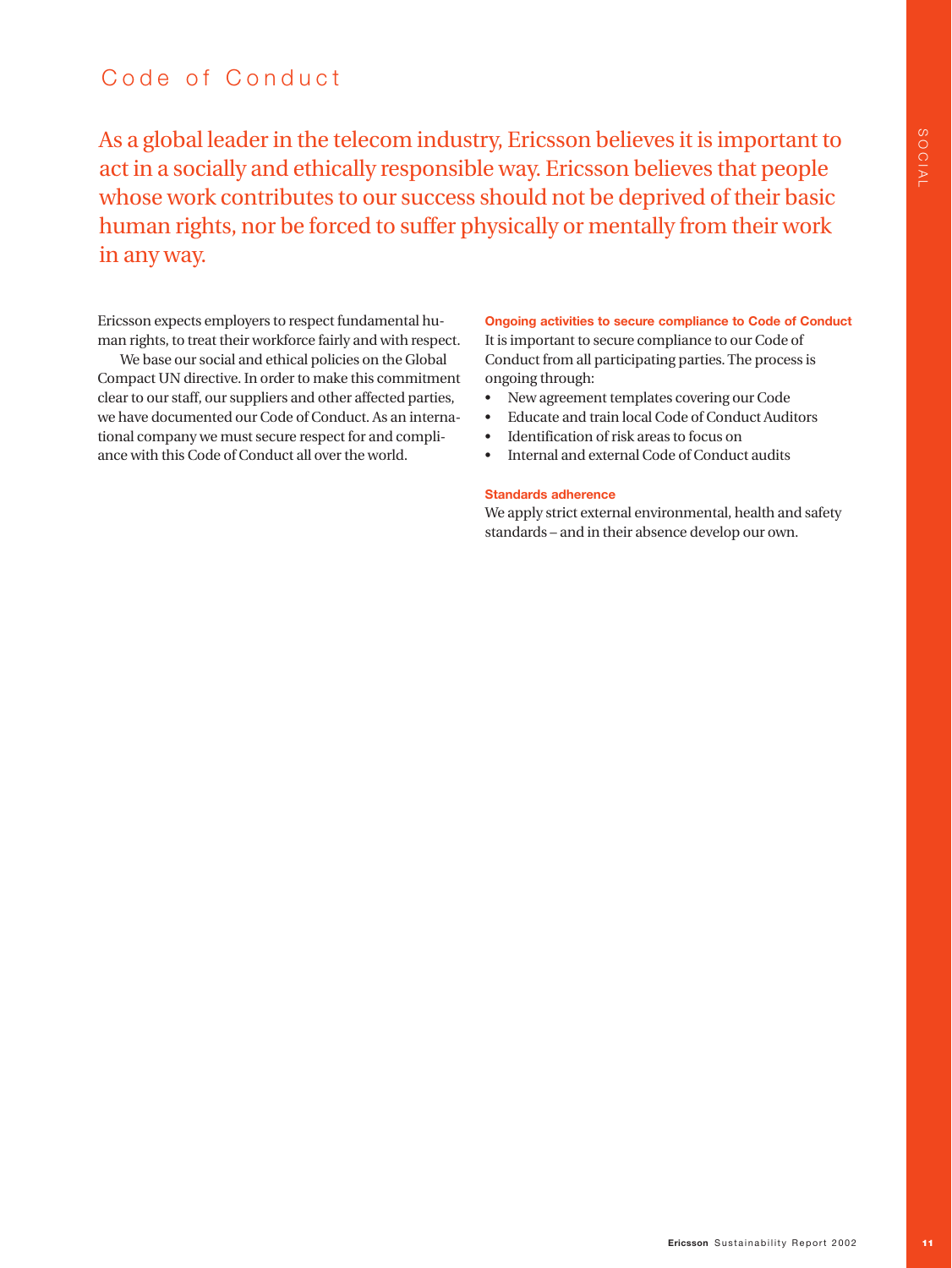# Code of Conduct

As a global leader in the telecom industry, Ericsson believes it is important to act in a socially and ethically responsible way. Ericsson believes that people whose work contributes to our success should not be deprived of their basic human rights, nor be forced to suffer physically or mentally from their work in any way.

Ericsson expects employers to respect fundamental human rights, to treat their workforce fairly and with respect.

We base our social and ethical policies on the Global Compact UN directive. In order to make this commitment clear to our staff, our suppliers and other affected parties, we have documented our Code of Conduct. As an international company we must secure respect for and compliance with this Code of Conduct all over the world.

### Ongoing activities to secure compliance to Code of Conduct

It is important to secure compliance to our Code of Conduct from all participating parties. The process is ongoing through:

- New agreement templates covering our Code
- Educate and train local Code of Conduct Auditors
- Identification of risk areas to focus on
- Internal and external Code of Conduct audits

### Standards adherence

We apply strict external environmental, health and safety standards – and in their absence develop our own.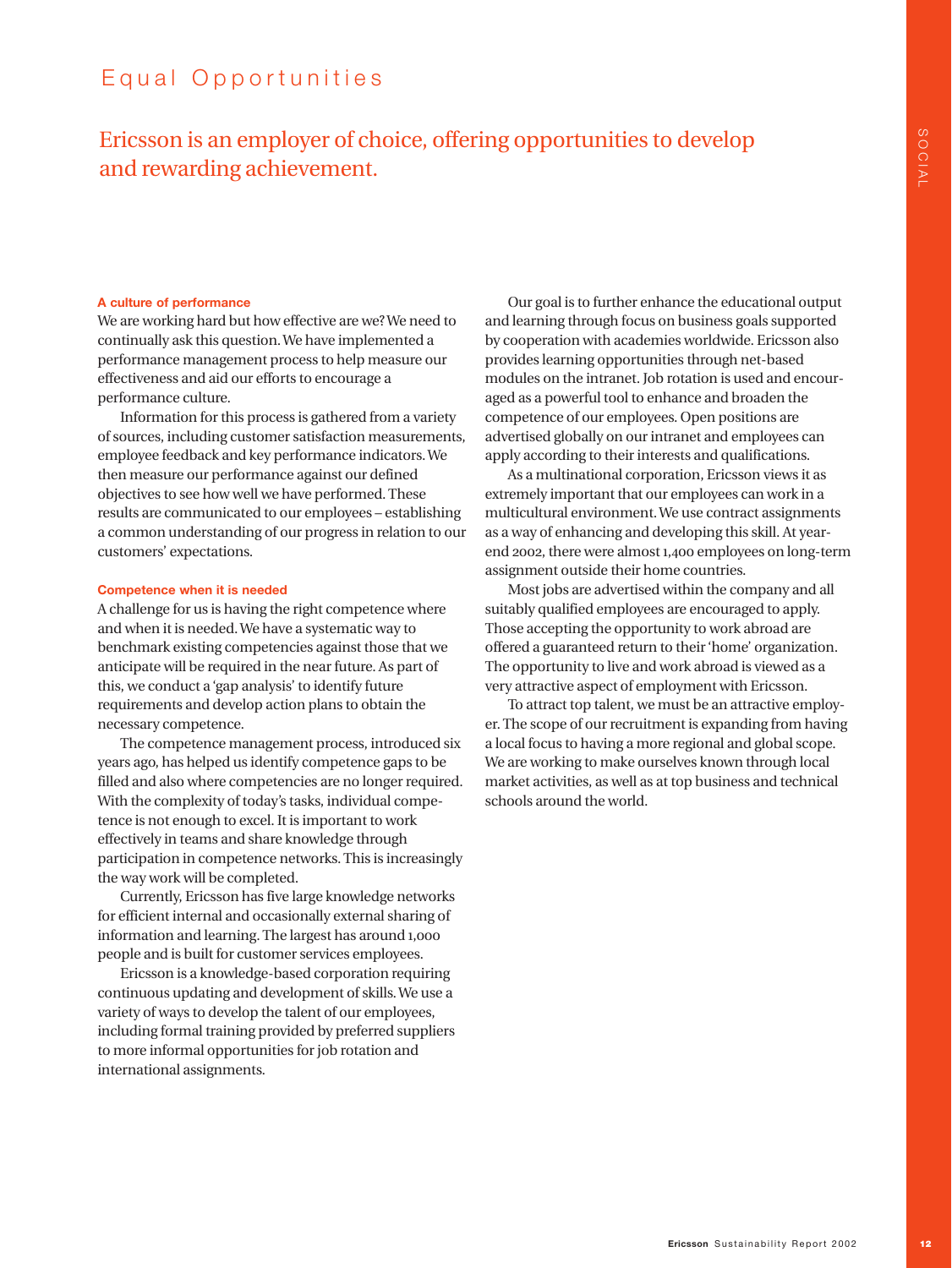# Equal Opportunities

## Ericsson is an employer of choice, offering opportunities to develop and rewarding achievement.

### A culture of performance

We are working hard but how effective are we? We need to continually ask this question. We have implemented a performance management process to help measure our effectiveness and aid our efforts to encourage a performance culture.

Information for this process is gathered from a variety of sources, including customer satisfaction measurements, employee feedback and key performance indicators. We then measure our performance against our defined objectives to see how well we have performed. These results are communicated to our employees – establishing a common understanding of our progress in relation to our customers' expectations.

### Competence when it is needed

A challenge for us is having the right competence where and when it is needed. We have a systematic way to benchmark existing competencies against those that we anticipate will be required in the near future. As part of this, we conduct a 'gap analysis' to identify future requirements and develop action plans to obtain the necessary competence.

The competence management process, introduced six years ago, has helped us identify competence gaps to be filled and also where competencies are no longer required. With the complexity of today's tasks, individual competence is not enough to excel. It is important to work effectively in teams and share knowledge through participation in competence networks. This is increasingly the way work will be completed.

Currently, Ericsson has five large knowledge networks for efficient internal and occasionally external sharing of information and learning. The largest has around 1,000 people and is built for customer services employees.

Ericsson is a knowledge-based corporation requiring continuous updating and development of skills. We use a variety of ways to develop the talent of our employees, including formal training provided by preferred suppliers to more informal opportunities for job rotation and international assignments.

Our goal is to further enhance the educational output and learning through focus on business goals supported by cooperation with academies worldwide. Ericsson also provides learning opportunities through net-based modules on the intranet. Job rotation is used and encouraged as a powerful tool to enhance and broaden the competence of our employees. Open positions are advertised globally on our intranet and employees can apply according to their interests and qualifications.

As a multinational corporation, Ericsson views it as extremely important that our employees can work in a multicultural environment. We use contract assignments as a way of enhancing and developing this skill. At year-end 2002, there were almost 1,400 employees on long-term assignment outside their home countries.

Most jobs are advertised within the company and all suitably qualified employees are encouraged to apply. Those accepting the opportunity to work abroad are offered a guaranteed return to their 'home' organization. The opportunity to live and work abroad is viewed as a very attractive aspect of employment with Ericsson.

To attract top talent, we must be an attractive employer. The scope of our recruitment is expanding from having a local focus to having a more regional and global scope. We are working to make ourselves known through local market activities, as well as at top business and technical schools around the world.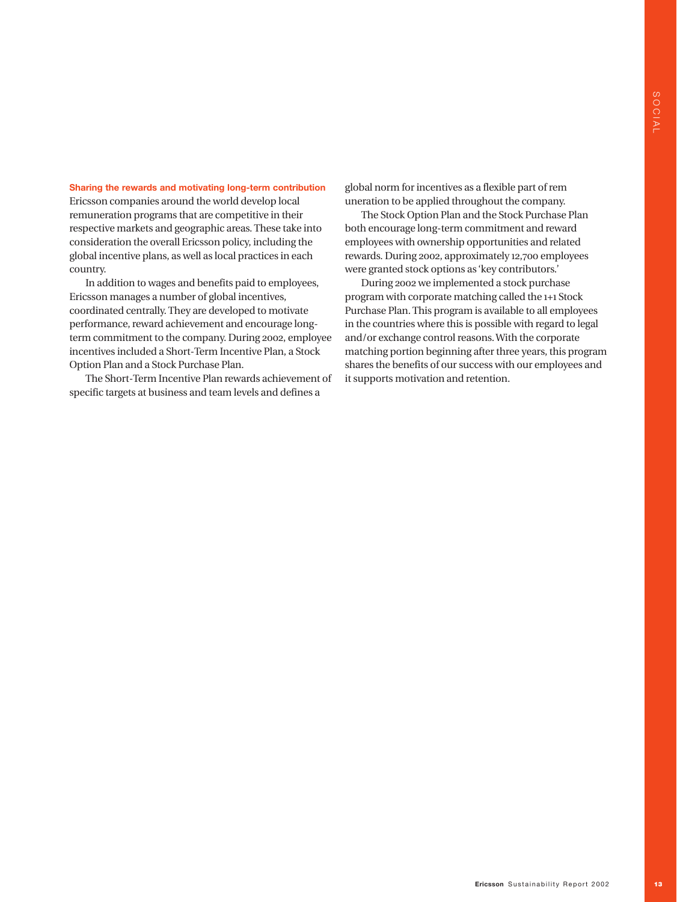## Sharing the rewards and motivating long-term contribution

Ericsson companies around the world develop local remuneration programs that are competitive in their respective markets and geographic areas. These take into consideration the overall Ericsson policy, including the global incentive plans, as well as local practices in each country.

In addition to wages and benefits paid to employees, Ericsson manages a number of global incentives, coordinated centrally. They are developed to motivate performance, reward achievement and encourage long-term commitment to the company. During 2002, employee incentives included a Short-Term Incentive Plan, a Stock Option Plan and a Stock Purchase Plan.

The Short-Term Incentive Plan rewards achievement of specific targets at business and team levels and defines a global norm for incentives as a flexible part of remuneration to be applied throughout the company.

The Stock Option Plan and the Stock Purchase Plan both encourage long-term commitment and reward employees with ownership opportunities and related rewards. During 2002, approximately 12,700 employees were granted stock options as 'key contributors.'

During 2002 we implemented a stock purchase program with corporate matching called the 1+1 Stock Purchase Plan. This program is available to all employees in the countries where this is possible with regard to legal and/or exchange control reasons. With the corporate matching portion beginning after three years, this program shares the benefits of our success with our employees and it supports motivation and retention.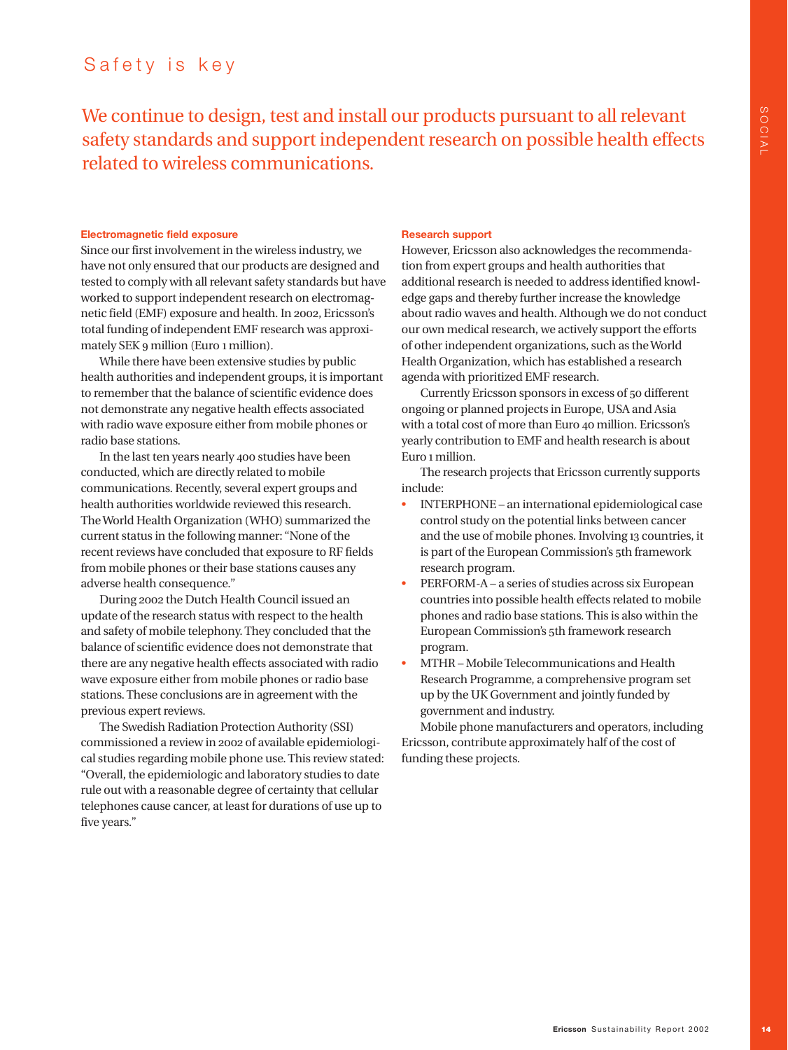# Safety is key

## We continue to design, test and install our products pursuant to all relevant safety standards and support independent research on possible health effects related to wireless communications.

**Electromagnetic field exposure**

Since our first involvement in the wireless industry, we have not only ensured that our products are designed and tested to comply with all relevant safety standards but have worked to support independent research on electromagnetic field (EMF) exposure and health. In 2002, Ericsson's total funding of independent EMF research was approximately SEK 9 million (Euro 1 million).

While there have been extensive studies by public health authorities and independent groups, it is important to remember that the balance of scientific evidence does not demonstrate any negative health effects associated with radio wave exposure either from mobile phones or radio base stations.

In the last ten years nearly 400 studies have been conducted, which are directly related to mobile communications. Recently, several expert groups and health authorities worldwide reviewed this research. The World Health Organization (WHO) summarized the current status in the following manner: "None of the recent reviews have concluded that exposure to RF fields from mobile phones or their base stations causes any adverse health consequence."

During 2002 the Dutch Health Council issued an update of the research status with respect to the health and safety of mobile telephony. They concluded that the balance of scientific evidence does not demonstrate that there are any negative health effects associated with radio wave exposure either from mobile phones or radio base stations. These conclusions are in agreement with the previous expert reviews.

The Swedish Radiation Protection Authority (SSI) commissioned a review in 2002 of available epidemiological studies regarding mobile phone use. This review stated: "Overall, the epidemiologic and laboratory studies to date rule out with a reasonable degree of certainty that cellular telephones cause cancer, at least for durations of use up to five years."

**Research support**

However, Ericsson also acknowledges the recommendation from expert groups and health authorities that additional research is needed to address identified knowledge gaps and thereby further increase the knowledge about radio waves and health. Although we do not conduct our own medical research, we actively support the efforts of other independent organizations, such as the World Health Organization, which has established a research agenda with prioritized EMF research.

Currently Ericsson sponsors in excess of 50 different ongoing or planned projects in Europe, USA and Asia with a total cost of more than Euro 40 million. Ericsson's yearly contribution to EMF and health research is about Euro 1 million.

The research projects that Ericsson currently supports include:

- INTERPHONE – an international epidemiological case control study on the potential links between cancer and the use of mobile phones. Involving 13 countries, it is part of the European Commission's 5th framework research program.
- PERFORM-A – a series of studies across six European countries into possible health effects related to mobile phones and radio base stations. This is also within the European Commission's 5th framework research program.
- MTHR – Mobile Telecommunications and Health Research Programme, a comprehensive program set up by the UK Government and jointly funded by government and industry.

Mobile phone manufacturers and operators, including Ericsson, contribute approximately half of the cost of funding these projects.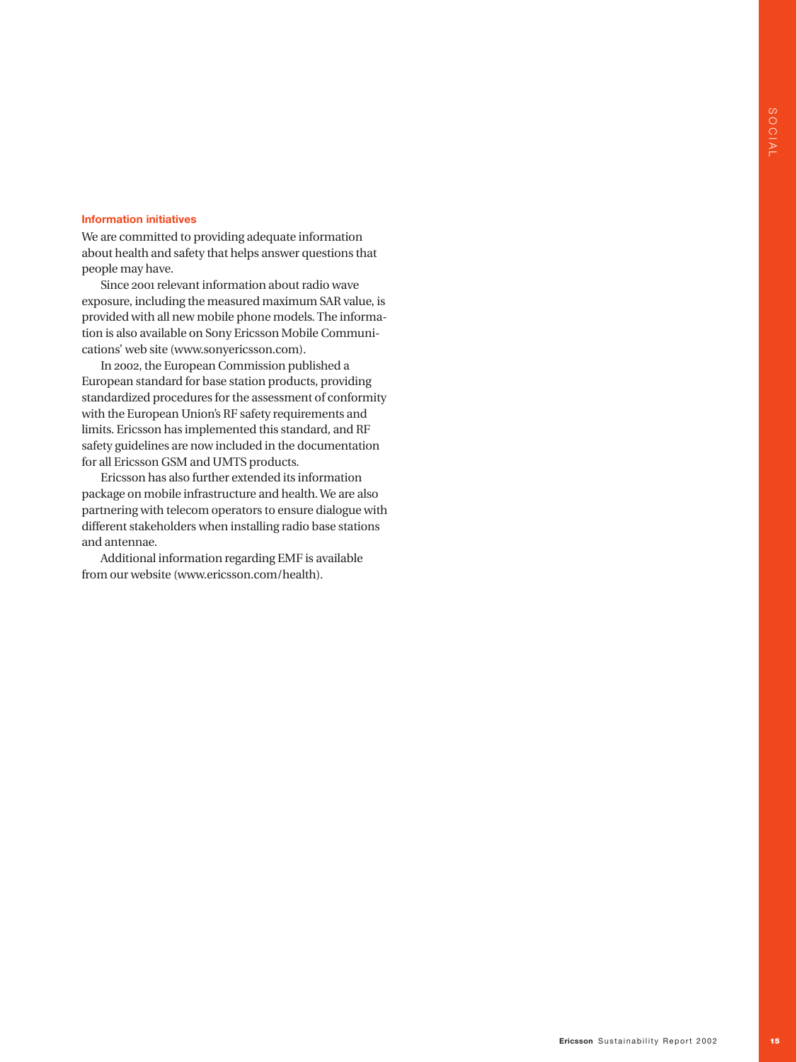### Information initiatives

We are committed to providing adequate information about health and safety that helps answer questions that people may have.

Since 2001 relevant information about radio wave exposure, including the measured maximum SAR value, is provided with all new mobile phone models. The information is also available on Sony Ericsson Mobile Communications' web site (www.sonyericsson.com).

In 2002, the European Commission published a European standard for base station products, providing standardized procedures for the assessment of conformity with the European Union's RF safety requirements and limits. Ericsson has implemented this standard, and RF safety guidelines are now included in the documentation for all Ericsson GSM and UMTS products.

Ericsson has also further extended its information package on mobile infrastructure and health. We are also partnering with telecom operators to ensure dialogue with different stakeholders when installing radio base stations and antennae.

Additional information regarding EMF is available from our website (www.ericsson.com/health).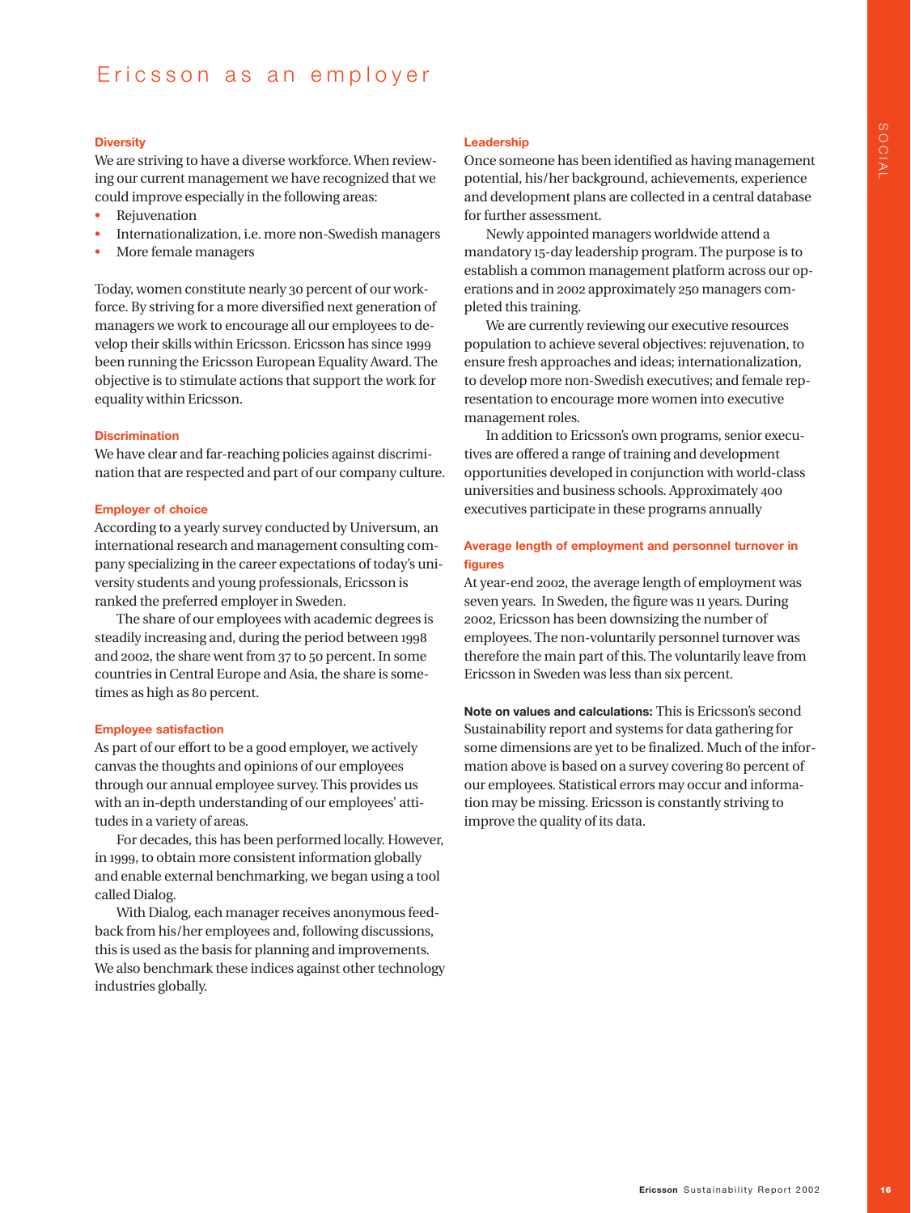# Ericsson as an employer

### Diversity

We are striving to have a diverse workforce. When reviewing our current management we have recognized that we could improve especially in the following areas:

- Rejuvenation
- Internationalization, i.e. more non-Swedish managers
- More female managers

Today, women constitute nearly 30 percent of our workforce. By striving for a more diversified next generation of managers we work to encourage all our employees to develop their skills within Ericsson. Ericsson has since 1999 been running the Ericsson European Equality Award. The objective is to stimulate actions that support the work for equality within Ericsson.

### Discrimination

We have clear and far-reaching policies against discrimination that are respected and part of our company culture.

### Employer of choice

According to a yearly survey conducted by Universum, an international research and management consulting company specializing in the career expectations of today's university students and young professionals, Ericsson is ranked the preferred employer in Sweden.

The share of our employees with academic degrees is steadily increasing and, during the period between 1998 and 2002, the share went from 37 to 50 percent. In some countries in Central Europe and Asia, the share is sometimes as high as 80 percent.

### Employee satisfaction

As part of our effort to be a good employer, we actively canvas the thoughts and opinions of our employees through our annual employee survey. This provides us with an in-depth understanding of our employees' attitudes in a variety of areas.

For decades, this has been performed locally. However, in 1999, to obtain more consistent information globally and enable external benchmarking, we began using a tool called Dialog.

With Dialog, each manager receives anonymous feedback from his/her employees and, following discussions, this is used as the basis for planning and improvements. We also benchmark these indices against other technology industries globally.

### Leadership

Once someone has been identified as having management potential, his/her background, achievements, experience and development plans are collected in a central database for further assessment.

Newly appointed managers worldwide attend a mandatory 15-day leadership program. The purpose is to establish a common management platform across our operations and in 2002 approximately 250 managers completed this training.

We are currently reviewing our executive resources population to achieve several objectives: rejuvenation, to ensure fresh approaches and ideas; internationalization, to develop more non-Swedish executives; and female representation to encourage more women into executive management roles.

In addition to Ericsson's own programs, senior executives are offered a range of training and development opportunities developed in conjunction with world-class universities and business schools. Approximately 400 executives participate in these programs annually

### Average length of employment and personnel turnover in figures

At year-end 2002, the average length of employment was seven years. In Sweden, the figure was 11 years. During 2002, Ericsson has been downsizing the number of employees. The non-voluntarily personnel turnover was therefore the main part of this. The voluntarily leave from Ericsson in Sweden was less than six percent.

**Note on values and calculations:** This is Ericsson's second Sustainability report and systems for data gathering for some dimensions are yet to be finalized. Much of the information above is based on a survey covering 80 percent of our employees. Statistical errors may occur and information may be missing. Ericsson is constantly striving to improve the quality of its data.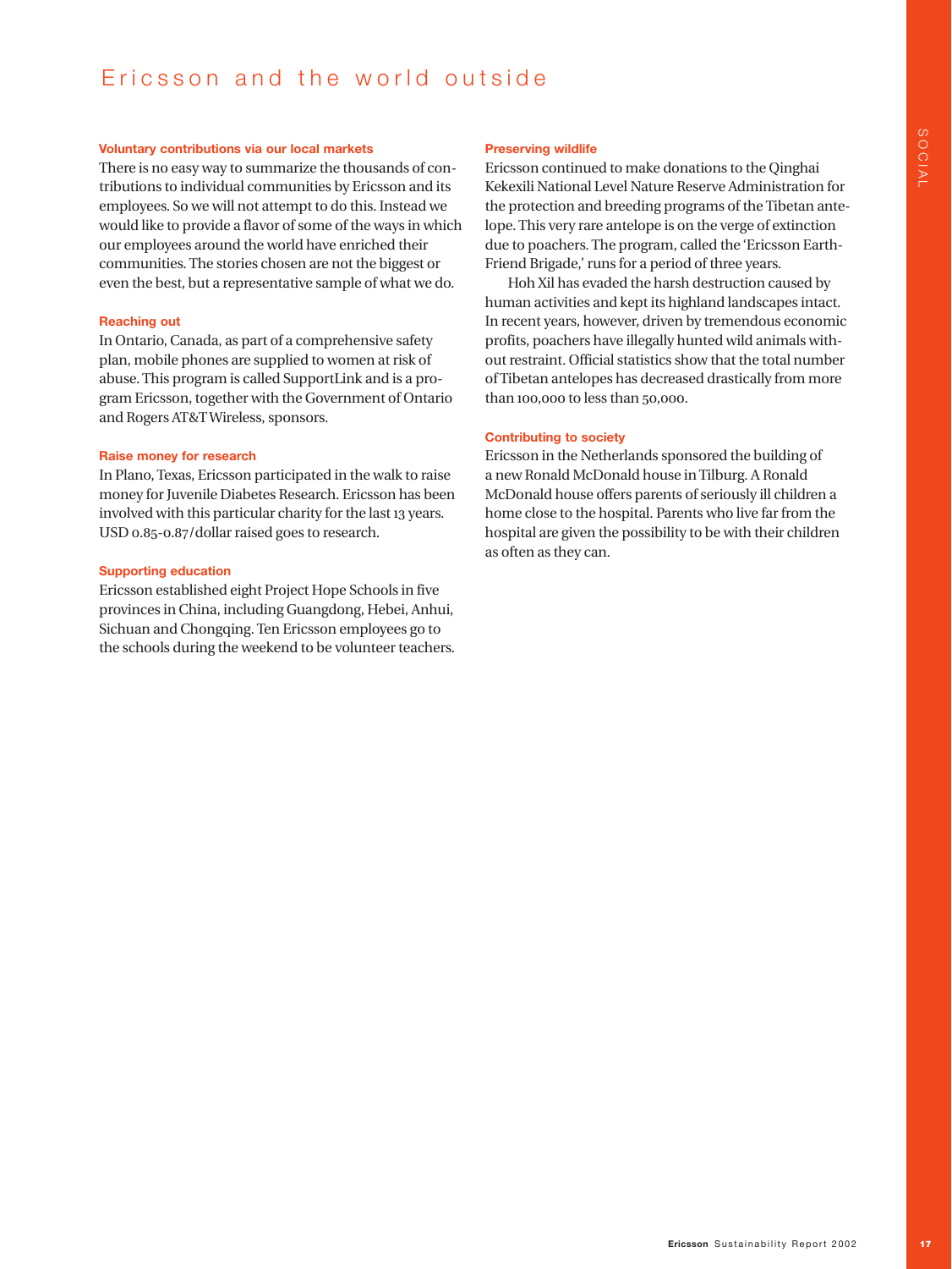# Ericsson and the world outside

### Voluntary contributions via our local markets

There is no easy way to summarize the thousands of contributions to individual communities by Ericsson and its employees. So we will not attempt to do this. Instead we would like to provide a flavor of some of the ways in which our employees around the world have enriched their communities. The stories chosen are not the biggest or even the best, but a representative sample of what we do.

### Reaching out

In Ontario, Canada, as part of a comprehensive safety plan, mobile phones are supplied to women at risk of abuse. This program is called SupportLink and is a program Ericsson, together with the Government of Ontario and Rogers AT&T Wireless, sponsors.

### Raise money for research

In Plano, Texas, Ericsson participated in the walk to raise money for Juvenile Diabetes Research. Ericsson has been involved with this particular charity for the last 13 years. USD 0.85-0.87/dollar raised goes to research.

### Supporting education

Ericsson established eight Project Hope Schools in five provinces in China, including Guangdong, Hebei, Anhui, Sichuan and Chongqing. Ten Ericsson employees go to the schools during the weekend to be volunteer teachers.

### Preserving wildlife

Ericsson continued to make donations to the Qinghai Kekexili National Level Nature Reserve Administration for the protection and breeding programs of the Tibetan antelope. This very rare antelope is on the verge of extinction due to poachers. The program, called the 'Ericsson Earth-Friend Brigade,' runs for a period of three years.

Hoh Xil has evaded the harsh destruction caused by human activities and kept its highland landscapes intact. In recent years, however, driven by tremendous economic profits, poachers have illegally hunted wild animals without restraint. Official statistics show that the total number of Tibetan antelopes has decreased drastically from more than 100,000 to less than 50,000.

### Contributing to society

Ericsson in the Netherlands sponsored the building of a new Ronald McDonald house in Tilburg. A Ronald McDonald house offers parents of seriously ill children a home close to the hospital. Parents who live far from the hospital are given the possibility to be with their children as often as they can.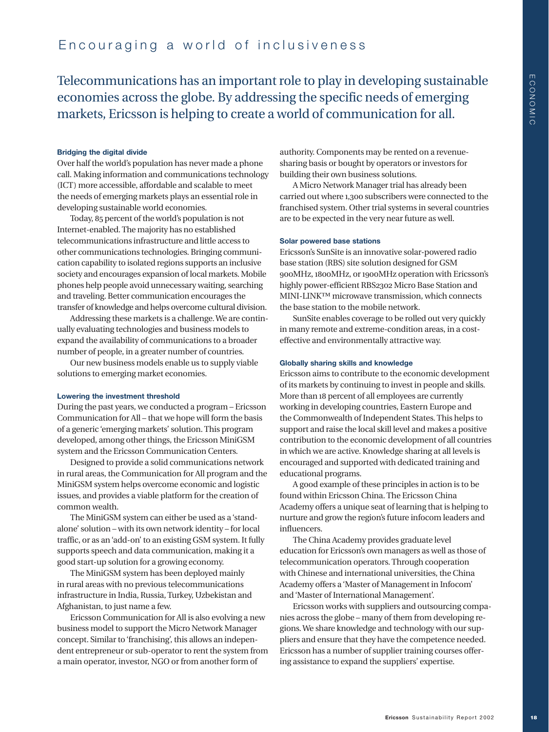# Encouraging a world of inclusiveness

## Telecommunications has an important role to play in developing sustainable economies across the globe. By addressing the specific needs of emerging markets, Ericsson is helping to create a world of communication for all.

### Bridging the digital divide

Over half the world's population has never made a phone call. Making information and communications technology (ICT) more accessible, affordable and scalable to meet the needs of emerging markets plays an essential role in developing sustainable world economies.

Today, 85 percent of the world's population is not Internet-enabled. The majority has no established telecommunications infrastructure and little access to other communications technologies. Bringing communication capability to isolated regions supports an inclusive society and encourages expansion of local markets. Mobile phones help people avoid unnecessary waiting, searching and traveling. Better communication encourages the transfer of knowledge and helps overcome cultural division.

Addressing these markets is a challenge. We are continually evaluating technologies and business models to expand the availability of communications to a broader number of people, in a greater number of countries.

Our new business models enable us to supply viable solutions to emerging market economies.

### Lowering the investment threshold

During the past years, we conducted a program – Ericsson Communication for All – that we hope will form the basis of a generic 'emerging markets' solution. This program developed, among other things, the Ericsson MiniGSM system and the Ericsson Communication Centers.

Designed to provide a solid communications network in rural areas, the Communication for All program and the MiniGSM system helps overcome economic and logistic issues, and provides a viable platform for the creation of common wealth.

The MiniGSM system can either be used as a 'stand-alone' solution – with its own network identity – for local traffic, or as an 'add-on' to an existing GSM system. It fully supports speech and data communication, making it a good start-up solution for a growing economy.

The MiniGSM system has been deployed mainly in rural areas with no previous telecommunications infrastructure in India, Russia, Turkey, Uzbekistan and Afghanistan, to just name a few.

Ericsson Communication for All is also evolving a new business model to support the Micro Network Manager concept. Similar to 'franchising', this allows an independent entrepreneur or sub-operator to rent the system from a main operator, investor, NGO or from another form of authority. Components may be rented on a revenue-sharing basis or bought by operators or investors for building their own business solutions.

A Micro Network Manager trial has already been carried out where 1,300 subscribers were connected to the franchised system. Other trial systems in several countries are to be expected in the very near future as well.

### Solar powered base stations

Ericsson's SunSite is an innovative solar-powered radio base station (RBS) site solution designed for GSM 900MHz, 1800MHz, or 1900MHz operation with Ericsson's highly power-efficient RBS2302 Micro Base Station and MINI-LINK™ microwave transmission, which connects the base station to the mobile network.

SunSite enables coverage to be rolled out very quickly in many remote and extreme-condition areas, in a cost-effective and environmentally attractive way.

### Globally sharing skills and knowledge

Ericsson aims to contribute to the economic development of its markets by continuing to invest in people and skills. More than 18 percent of all employees are currently working in developing countries, Eastern Europe and the Commonwealth of Independent States. This helps to support and raise the local skill level and makes a positive contribution to the economic development of all countries in which we are active. Knowledge sharing at all levels is encouraged and supported with dedicated training and educational programs.

A good example of these principles in action is to be found within Ericsson China. The Ericsson China Academy offers a unique seat of learning that is helping to nurture and grow the region's future infocom leaders and influencers.

The China Academy provides graduate level education for Ericsson's own managers as well as those of telecommunication operators. Through cooperation with Chinese and international universities, the China Academy offers a 'Master of Management in Infocom' and 'Master of International Management'.

Ericsson works with suppliers and outsourcing companies across the globe – many of them from developing regions. We share knowledge and technology with our suppliers and ensure that they have the competence needed. Ericsson has a number of supplier training courses offering assistance to expand the suppliers' expertise.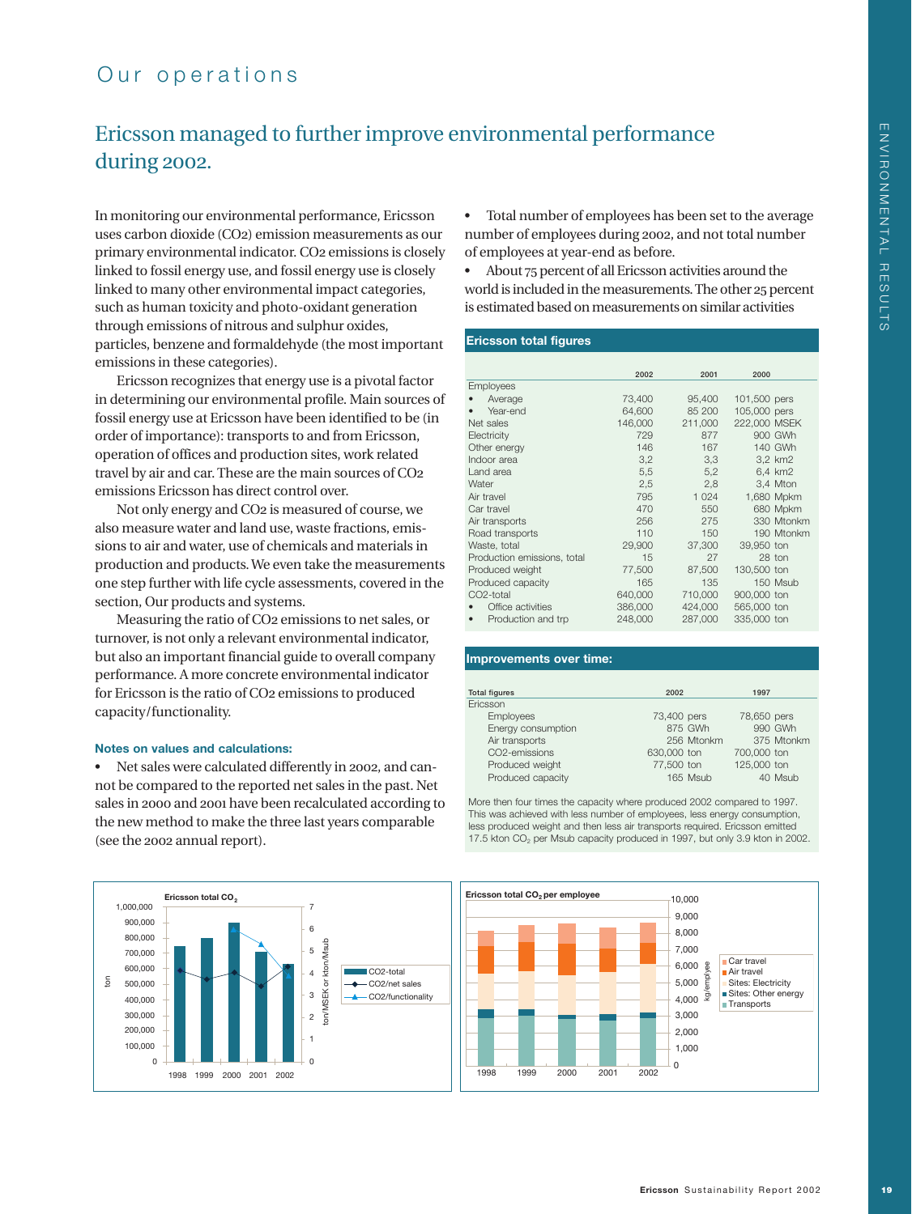Our operations

# Ericsson managed to further improve environmental performance during 2002.

In monitoring our environmental performance, Ericsson uses carbon dioxide ($CO_2$) emission measurements as our primary environmental indicator. $CO_2$ emissions is closely linked to fossil energy use, and fossil energy use is closely linked to many other environmental impact categories, such as human toxicity and photo-oxidant generation through emissions of nitrous and sulphur oxides, particles, benzene and formaldehyde (the most important emissions in these categories).

Ericsson recognizes that energy use is a pivotal factor in determining our environmental profile. Main sources of fossil energy use at Ericsson have been identified to be (in order of importance): transports to and from Ericsson, operation of offices and production sites, work related travel by air and car. These are the main sources of $CO_2$ emissions Ericsson has direct control over.

Not only energy and $CO_2$ is measured of course, we also measure water and land use, waste fractions, emissions to air and water, use of chemicals and materials in production and products. We even take the measurements one step further with life cycle assessments, covered in the section, Our products and systems.

Measuring the ratio of $CO_2$ emissions to net sales, or turnover, is not only a relevant environmental indicator, but also an important financial guide to overall company performance. A more concrete environmental indicator for Ericsson is the ratio of $CO_2$ emissions to produced capacity/functionality.

### Notes on values and calculations:

- Net sales were calculated differently in 2002, and cannot be compared to the reported net sales in the past. Net sales in 2000 and 2001 have been recalculated according to the new method to make the three last years comparable (see the 2002 annual report).
- Total number of employees has been set to the average number of employees during 2002, and not total number of employees at year-end as before.
- About 75 percent of all Ericsson activities around the world is included in the measurements. The other 25 percent is estimated based on measurements on similar activities

### Ericsson total figures

| | 2002 | 2001 | 2000 | |
|---|---|---|---|---|
| Employees | | | | |
| • Average | 73,400 | 95,400 | 101,500 | pers |
| • Year-end | 64,600 | 85 200 | 105,000 | pers |
| Net sales | 146,000 | 211,000 | 222,000 | MSEK |
| Electricity | 729 | 877 | 900 | GWh |
| Other energy | 146 | 167 | 140 | GWh |
| Indoor area | 3,2 | 3,3 | 3,2 | km2 |
| Land area | 5,5 | 5,2 | 6,4 | km2 |
| Water | 2,5 | 2,8 | 3,4 | Mton |
| Air travel | 795 | 1 024 | 1,680 | Mpkm |
| Car travel | 470 | 550 | 680 | Mpkm |
| Air transports | 256 | 275 | 330 | Mtonkm |
| Road transports | 110 | 150 | 190 | Mtonkm |
| Waste, total | 29,900 | 37,300 | 39,950 | ton |
| Production emissions, total | 15 | 27 | 28 | ton |
| Produced weight | 77,500 | 87,500 | 130,500 | ton |
| Produced capacity | 165 | 135 | 150 | Msub |
| CO2-total | 640,000 | 710,000 | 900,000 | ton |
| • Office activities | 386,000 | 424,000 | 565,000 | ton |
| • Production and trp | 248,000 | 287,000 | 335,000 | ton |

### Improvements over time:

| Total figures | 2002 | 1997 |
|---|---|---|
| Ericsson | | |
| Employees | 73,400 pers | 78,650 pers |
| Energy consumption | 875 GWh | 990 GWh |
| Air transports | 256 Mtonkm | 375 Mtonkm |
| CO2-emissions | 630,000 ton | 700,000 ton |
| Produced weight | 77,500 ton | 125,000 ton |
| Produced capacity | 165 Msub | 40 Msub |

More then four times the capacity where produced 2002 compared to 1997. This was achieved with less number of employees, less energy consumption, less produced weight and then less air transports required. Ericsson emitted 17.5 kton $CO_2$ per Msub capacity produced in 1997, but only 3.9 kton in 2002.

Ericsson total $CO_2$

Ericsson total $CO_2$ per employee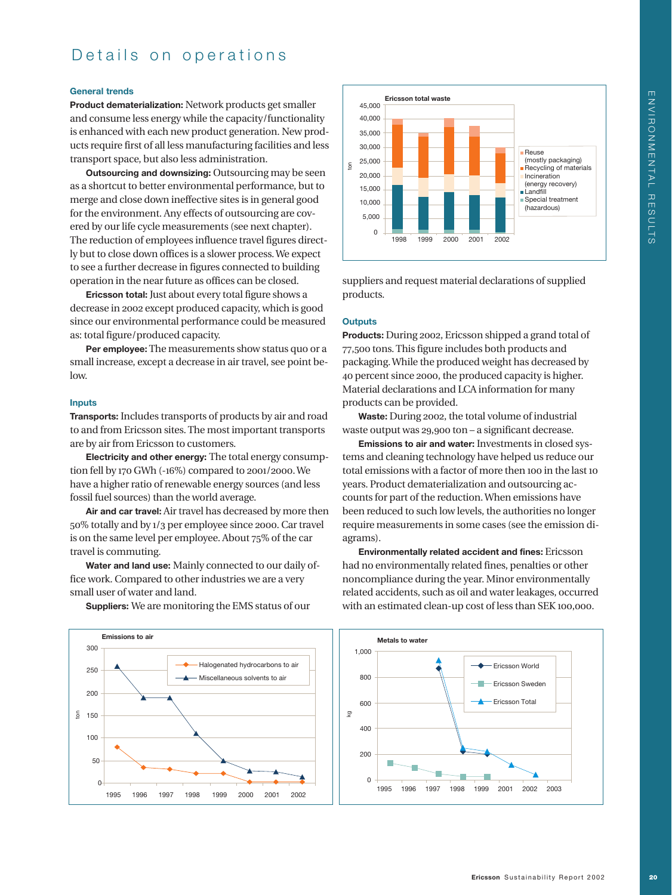# Details on operations

### General trends

**Product dematerialization:** Network products get smaller and consume less energy while the capacity/functionality is enhanced with each new product generation. New products require first of all less manufacturing facilities and less transport space, but also less administration.

**Outsourcing and downsizing:** Outsourcing may be seen as a shortcut to better environmental performance, but to merge and close down ineffective sites is in general good for the environment. Any effects of outsourcing are covered by our life cycle measurements (see next chapter). The reduction of employees influence travel figures directly but to close down offices is a slower process. We expect to see a further decrease in figures connected to building operation in the near future as offices can be closed.

**Ericsson total:** Just about every total figure shows a decrease in 2002 except produced capacity, which is good since our environmental performance could be measured as: total figure/produced capacity.

**Per employee:** The measurements show status quo or a small increase, except a decrease in air travel, see point below.

### Inputs

**Transports:** Includes transports of products by air and road to and from Ericsson sites. The most important transports are by air from Ericsson to customers.

**Electricity and other energy:** The total energy consumption fell by 170 GWh (-16%) compared to 2001/2000. We have a higher ratio of renewable energy sources (and less fossil fuel sources) than the world average.

**Air and car travel:** Air travel has decreased by more then 50% totally and by 1/3 per employee since 2000. Car travel is on the same level per employee. About 75% of the car travel is commuting.

**Water and land use:** Mainly connected to our daily office work. Compared to other industries we are a very small user of water and land.

**Suppliers:** We are monitoring the EMS status of our suppliers and request material declarations of supplied products.

### Outputs

**Products:** During 2002, Ericsson shipped a grand total of 77,500 tons. This figure includes both products and packaging. While the produced weight has decreased by 40 percent since 2000, the produced capacity is higher. Material declarations and LCA information for many products can be provided.

**Waste:** During 2002, the total volume of industrial waste output was 29,900 ton – a significant decrease.

**Emissions to air and water:** Investments in closed systems and cleaning technology have helped us reduce our total emissions with a factor of more then 100 in the last 10 years. Product dematerialization and outsourcing accounts for part of the reduction. When emissions have been reduced to such low levels, the authorities no longer require measurements in some cases (see the emission diagrams).

**Environmentally related accident and fines:** Ericsson had no environmentally related fines, penalties or other noncompliance during the year. Minor environmentally related accidents, such as oil and water leakages, occurred with an estimated clean-up cost of less than SEK 100,000.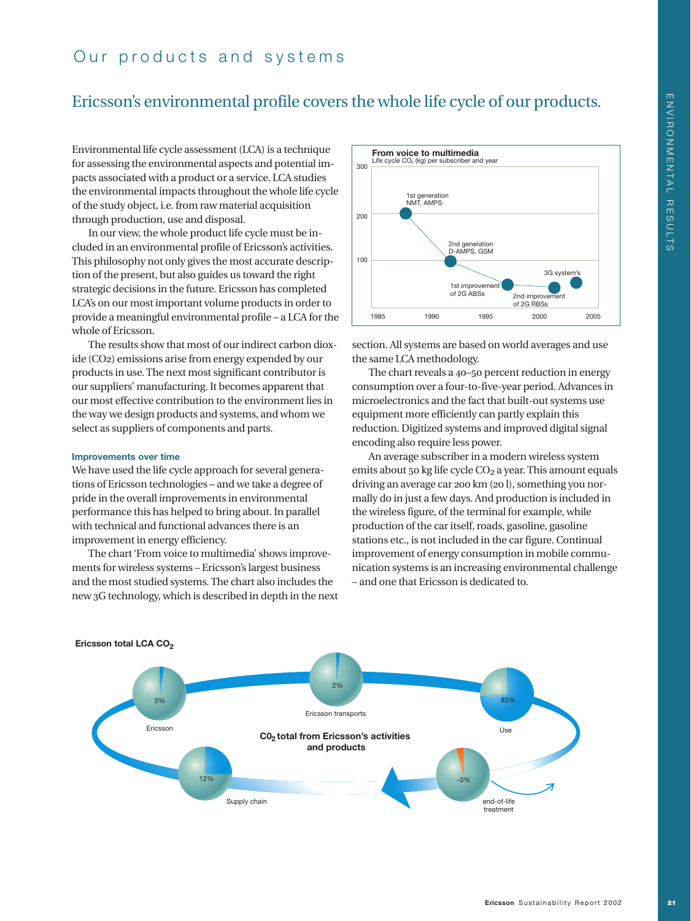# Our products and systems

## Ericsson's environmental profile covers the whole life cycle of our products.

Environmental life cycle assessment (LCA) is a technique for assessing the environmental aspects and potential impacts associated with a product or a service. LCA studies the environmental impacts throughout the whole life cycle of the study object, i.e. from raw material acquisition through production, use and disposal.

In our view, the whole product life cycle must be included in an environmental profile of Ericsson's activities. This philosophy not only gives the most accurate description of the present, but also guides us toward the right strategic decisions in the future. Ericsson has completed LCA's on our most important volume products in order to provide a meaningful environmental profile – a LCA for the whole of Ericsson.

The results show that most of our indirect carbon dioxide (CO2) emissions arise from energy expended by our products in use. The next most significant contributor is our suppliers' manufacturing. It becomes apparent that our most effective contribution to the environment lies in the way we design products and systems, and whom we select as suppliers of components and parts.

### Improvements over time

We have used the life cycle approach for several generations of Ericsson technologies – and we take a degree of pride in the overall improvements in environmental performance this has helped to bring about. In parallel with technical and functional advances there is an improvement in energy efficiency.

The chart 'From voice to multimedia' shows improvements for wireless systems – Ericsson's largest business and the most studied systems. The chart also includes the new 3G technology, which is described in depth in the next section. All systems are based on world averages and use the same LCA methodology.

**From voice to multimedia**
Life cycle $CO_2$ (kg) per subscriber and year

The chart reveals a 40–50 percent reduction in energy consumption over a four-to-five-year period. Advances in microelectronics and the fact that built-out systems use equipment more efficiently can partly explain this reduction. Digitized systems and improved digital signal encoding also require less power.

An average subscriber in a modern wireless system emits about 50 kg life cycle $CO_2$ a year. This amount equals driving an average car 200 km (20 l), something you normally do in just a few days. And production is included in the wireless figure, of the terminal for example, while production of the car itself, roads, gasoline, gasoline stations etc., is not included in the car figure. Continual improvement of energy consumption in mobile communication systems is an increasing environmental challenge – and one that Ericsson is dedicated to.

**Ericsson total LCA $CO_2$**

$CO_2$ total from Ericsson's activities and products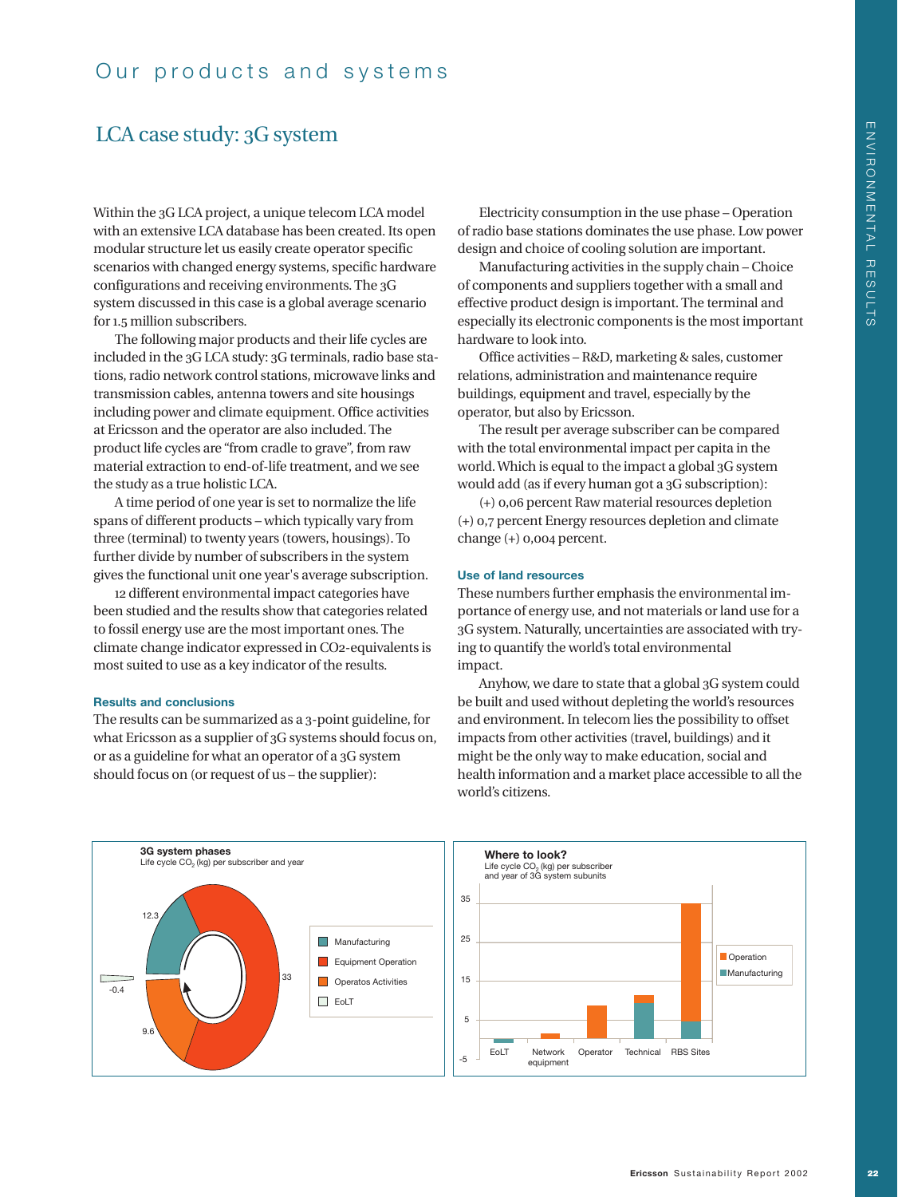# Our products and systems

## LCA case study: 3G system

Within the 3G LCA project, a unique telecom LCA model with an extensive LCA database has been created. Its open modular structure let us easily create operator specific scenarios with changed energy systems, specific hardware configurations and receiving environments. The 3G system discussed in this case is a global average scenario for 1.5 million subscribers.

The following major products and their life cycles are included in the 3G LCA study: 3G terminals, radio base stations, radio network control stations, microwave links and transmission cables, antenna towers and site housings including power and climate equipment. Office activities at Ericsson and the operator are also included. The product life cycles are "from cradle to grave", from raw material extraction to end-of-life treatment, and we see the study as a true holistic LCA.

A time period of one year is set to normalize the life spans of different products – which typically vary from three (terminal) to twenty years (towers, housings). To further divide by number of subscribers in the system gives the functional unit one year's average subscription.

12 different environmental impact categories have been studied and the results show that categories related to fossil energy use are the most important ones. The climate change indicator expressed in CO2-equivalents is most suited to use as a key indicator of the results.

### Results and conclusions

The results can be summarized as a 3-point guideline, for what Ericsson as a supplier of 3G systems should focus on, or as a guideline for what an operator of a 3G system should focus on (or request of us – the supplier):

Electricity consumption in the use phase – Operation of radio base stations dominates the use phase. Low power design and choice of cooling solution are important.

Manufacturing activities in the supply chain – Choice of components and suppliers together with a small and effective product design is important. The terminal and especially its electronic components is the most important hardware to look into.

Office activities – R&D, marketing & sales, customer relations, administration and maintenance require buildings, equipment and travel, especially by the operator, but also by Ericsson.

The result per average subscriber can be compared with the total environmental impact per capita in the world. Which is equal to the impact a global 3G system would add (as if every human got a 3G subscription):

(+) 0,06 percent Raw material resources depletion (+) 0,7 percent Energy resources depletion and climate change (+) 0,004 percent.

### Use of land resources

These numbers further emphasis the environmental importance of energy use, and not materials or land use for a 3G system. Naturally, uncertainties are associated with trying to quantify the world's total environmental impact.

Anyhow, we dare to state that a global 3G system could be built and used without depleting the world's resources and environment. In telecom lies the possibility to offset impacts from other activities (travel, buildings) and it might be the only way to make education, social and health information and a market place accessible to all the world's citizens.

**3G system phases**
Life cycle $CO_2$ (kg) per subscriber and year

| Phase | Value |
|---|---|
| Manufacturing | 12.3 |
| Equipment Operation | 33 |
| Operatos Activities | 9.6 |
| EoLT | -0.4 |

**Where to look?**
Life cycle $CO_2$ (kg) per subscriber and year of 3G system subunits

(Bar chart: EoLT, Network equipment, Operator, Technical, RBS Sites; legend: Operation, Manufacturing; y-axis from -5 to 35)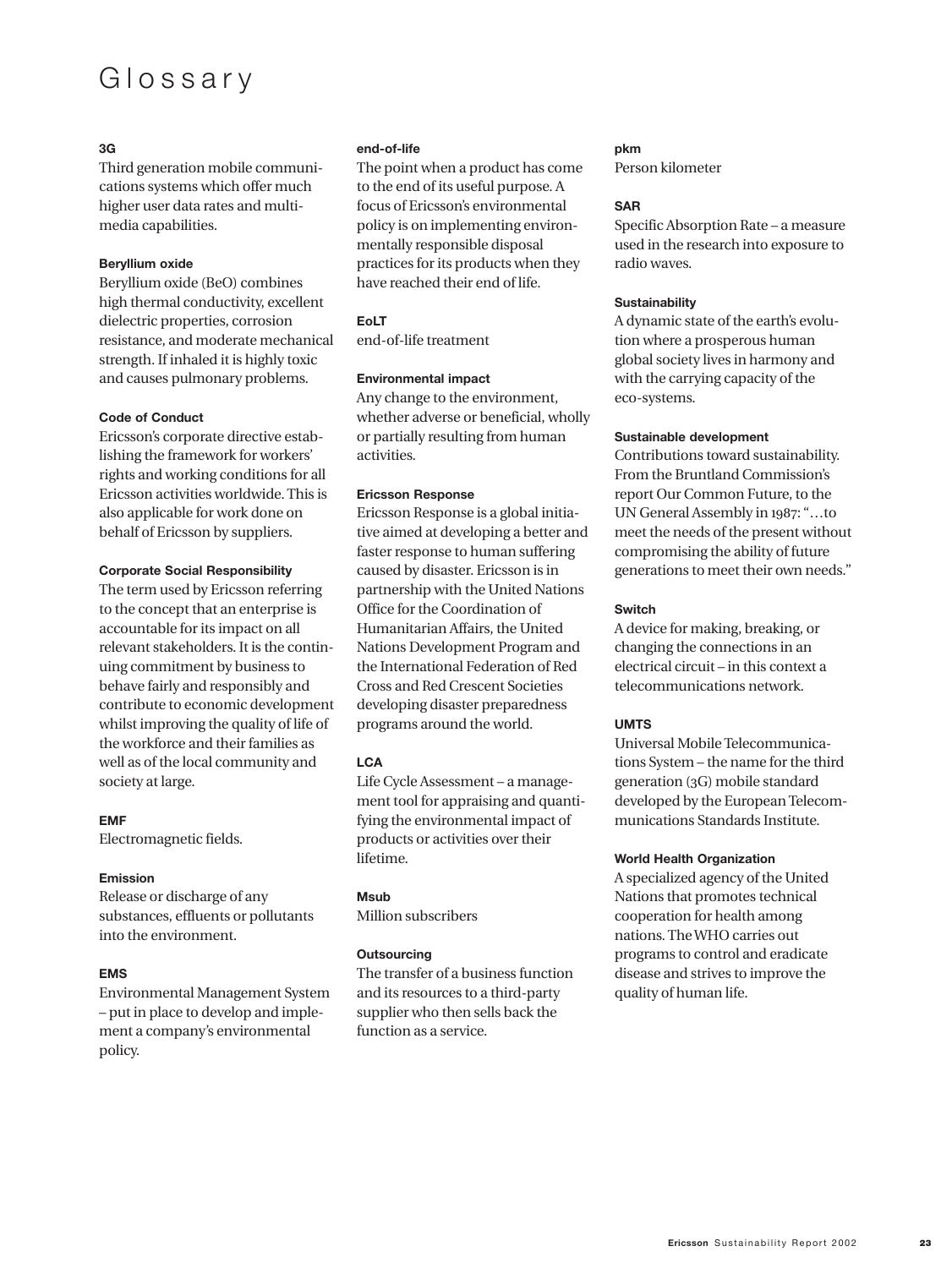# Glossary

**3G**
Third generation mobile communications systems which offer much higher user data rates and multimedia capabilities.

**Beryllium oxide**
Beryllium oxide (BeO) combines high thermal conductivity, excellent dielectric properties, corrosion resistance, and moderate mechanical strength. If inhaled it is highly toxic and causes pulmonary problems.

**Code of Conduct**
Ericsson's corporate directive establishing the framework for workers' rights and working conditions for all Ericsson activities worldwide. This is also applicable for work done on behalf of Ericsson by suppliers.

**Corporate Social Responsibility**
The term used by Ericsson referring to the concept that an enterprise is accountable for its impact on all relevant stakeholders. It is the continuing commitment by business to behave fairly and responsibly and contribute to economic development whilst improving the quality of life of the workforce and their families as well as of the local community and society at large.

**EMF**
Electromagnetic fields.

**Emission**
Release or discharge of any substances, effluents or pollutants into the environment.

**EMS**
Environmental Management System – put in place to develop and implement a company's environmental policy.

**end-of-life**
The point when a product has come to the end of its useful purpose. A focus of Ericsson's environmental policy is on implementing environmentally responsible disposal practices for its products when they have reached their end of life.

**EoLT**
end-of-life treatment

**Environmental impact**
Any change to the environment, whether adverse or beneficial, wholly or partially resulting from human activities.

**Ericsson Response**
Ericsson Response is a global initiative aimed at developing a better and faster response to human suffering caused by disaster. Ericsson is in partnership with the United Nations Office for the Coordination of Humanitarian Affairs, the United Nations Development Program and the International Federation of Red Cross and Red Crescent Societies developing disaster preparedness programs around the world.

**LCA**
Life Cycle Assessment – a management tool for appraising and quantifying the environmental impact of products or activities over their lifetime.

**Msub**
Million subscribers

**Outsourcing**
The transfer of a business function and its resources to a third-party supplier who then sells back the function as a service.

**pkm**
Person kilometer

**SAR**
Specific Absorption Rate – a measure used in the research into exposure to radio waves.

**Sustainability**
A dynamic state of the earth's evolution where a prosperous human global society lives in harmony and with the carrying capacity of the eco-systems.

**Sustainable development**
Contributions toward sustainability. From the Bruntland Commission's report Our Common Future, to the UN General Assembly in 1987: "…to meet the needs of the present without compromising the ability of future generations to meet their own needs."

**Switch**
A device for making, breaking, or changing the connections in an electrical circuit – in this context a telecommunications network.

**UMTS**
Universal Mobile Telecommunications System – the name for the third generation (3G) mobile standard developed by the European Telecommunications Standards Institute.

**World Health Organization**
A specialized agency of the United Nations that promotes technical cooperation for health among nations. The WHO carries out programs to control and eradicate disease and strives to improve the quality of human life.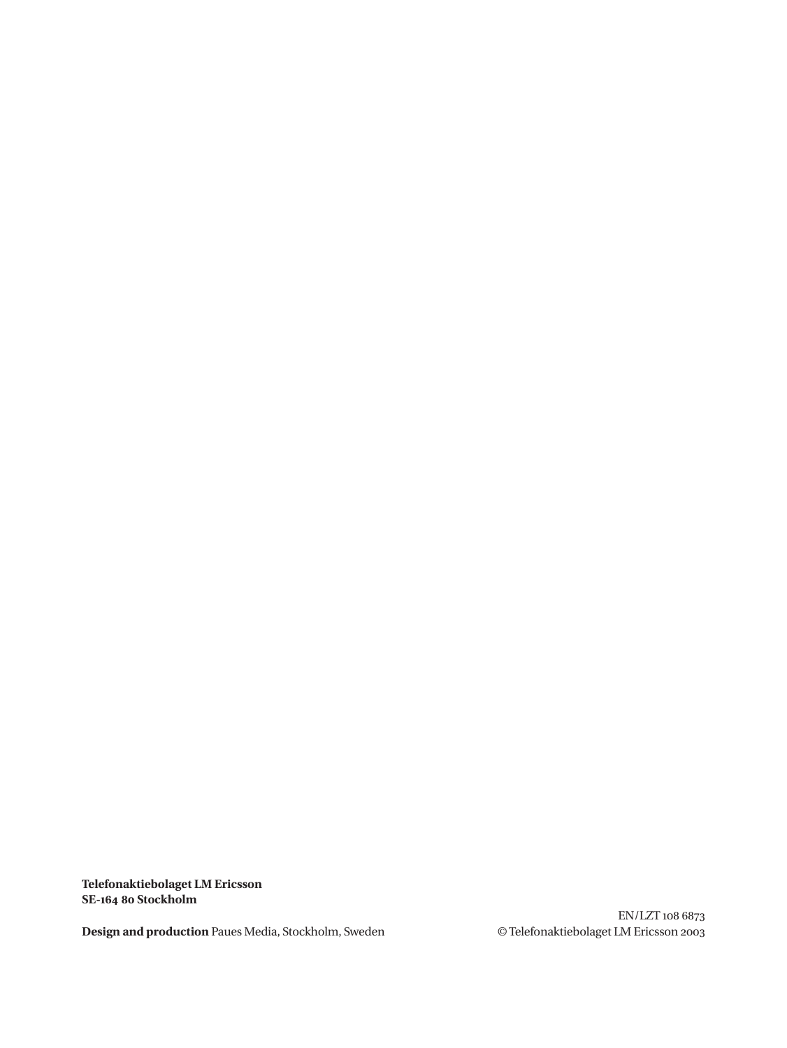**Telefonaktiebolaget LM Ericsson**
**SE-164 80 Stockholm**

**Design and production** Paues Media, Stockholm, Sweden

EN/LZT 108 6873
© Telefonaktiebolaget LM Ericsson 2003